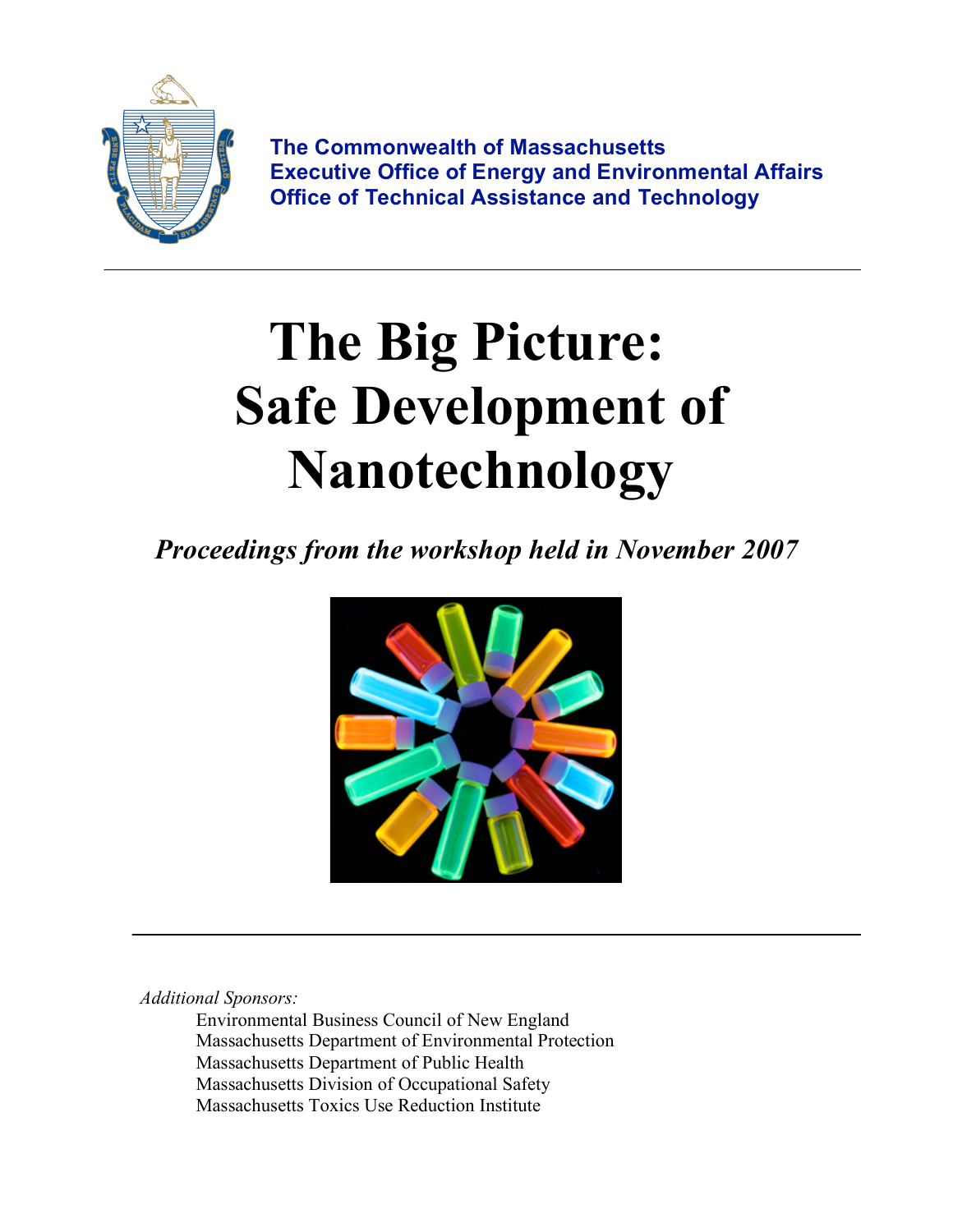**The Commonwealth of Massachusetts**
**Executive Office of Energy and Environmental Affairs**
**Office of Technical Assistance and Technology**

---

# The Big Picture: Safe Development of Nanotechnology

***Proceedings from the workshop held in November 2007***

---

*Additional Sponsors:*

- Environmental Business Council of New England
- Massachusetts Department of Environmental Protection
- Massachusetts Department of Public Health
- Massachusetts Division of Occupational Safety
- Massachusetts Toxics Use Reduction Institute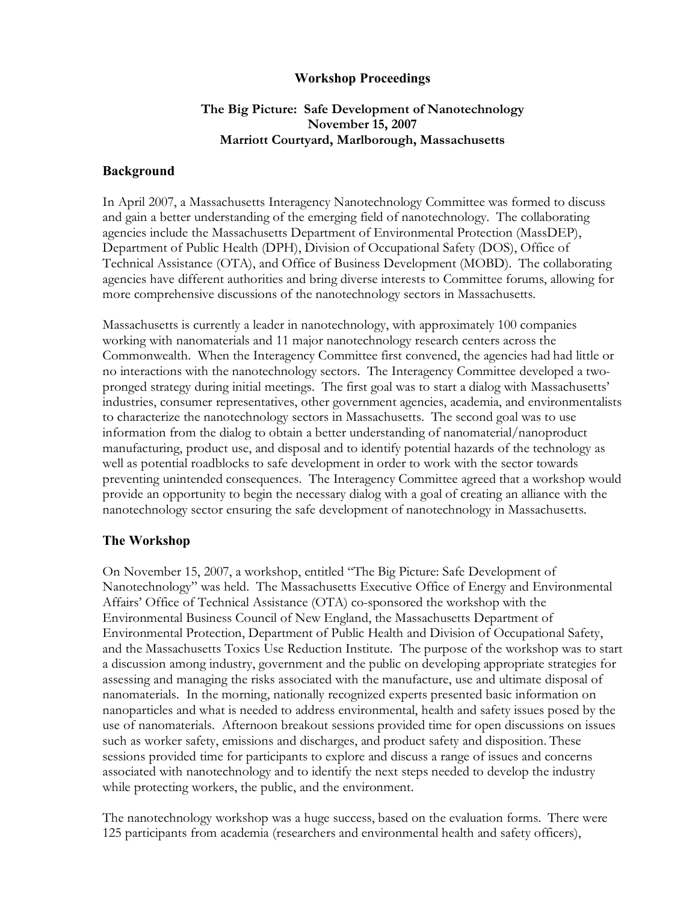**Workshop Proceedings**

**The Big Picture: Safe Development of Nanotechnology**
**November 15, 2007**
**Marriott Courtyard, Marlborough, Massachusetts**

## Background

In April 2007, a Massachusetts Interagency Nanotechnology Committee was formed to discuss and gain a better understanding of the emerging field of nanotechnology. The collaborating agencies include the Massachusetts Department of Environmental Protection (MassDEP), Department of Public Health (DPH), Division of Occupational Safety (DOS), Office of Technical Assistance (OTA), and Office of Business Development (MOBD). The collaborating agencies have different authorities and bring diverse interests to Committee forums, allowing for more comprehensive discussions of the nanotechnology sectors in Massachusetts.

Massachusetts is currently a leader in nanotechnology, with approximately 100 companies working with nanomaterials and 11 major nanotechnology research centers across the Commonwealth. When the Interagency Committee first convened, the agencies had had little or no interactions with the nanotechnology sectors. The Interagency Committee developed a two-pronged strategy during initial meetings. The first goal was to start a dialog with Massachusetts' industries, consumer representatives, other government agencies, academia, and environmentalists to characterize the nanotechnology sectors in Massachusetts. The second goal was to use information from the dialog to obtain a better understanding of nanomaterial/nanoproduct manufacturing, product use, and disposal and to identify potential hazards of the technology as well as potential roadblocks to safe development in order to work with the sector towards preventing unintended consequences. The Interagency Committee agreed that a workshop would provide an opportunity to begin the necessary dialog with a goal of creating an alliance with the nanotechnology sector ensuring the safe development of nanotechnology in Massachusetts.

## The Workshop

On November 15, 2007, a workshop, entitled "The Big Picture: Safe Development of Nanotechnology" was held. The Massachusetts Executive Office of Energy and Environmental Affairs' Office of Technical Assistance (OTA) co-sponsored the workshop with the Environmental Business Council of New England, the Massachusetts Department of Environmental Protection, Department of Public Health and Division of Occupational Safety, and the Massachusetts Toxics Use Reduction Institute. The purpose of the workshop was to start a discussion among industry, government and the public on developing appropriate strategies for assessing and managing the risks associated with the manufacture, use and ultimate disposal of nanomaterials. In the morning, nationally recognized experts presented basic information on nanoparticles and what is needed to address environmental, health and safety issues posed by the use of nanomaterials. Afternoon breakout sessions provided time for open discussions on issues such as worker safety, emissions and discharges, and product safety and disposition. These sessions provided time for participants to explore and discuss a range of issues and concerns associated with nanotechnology and to identify the next steps needed to develop the industry while protecting workers, the public, and the environment.

The nanotechnology workshop was a huge success, based on the evaluation forms. There were 125 participants from academia (researchers and environmental health and safety officers),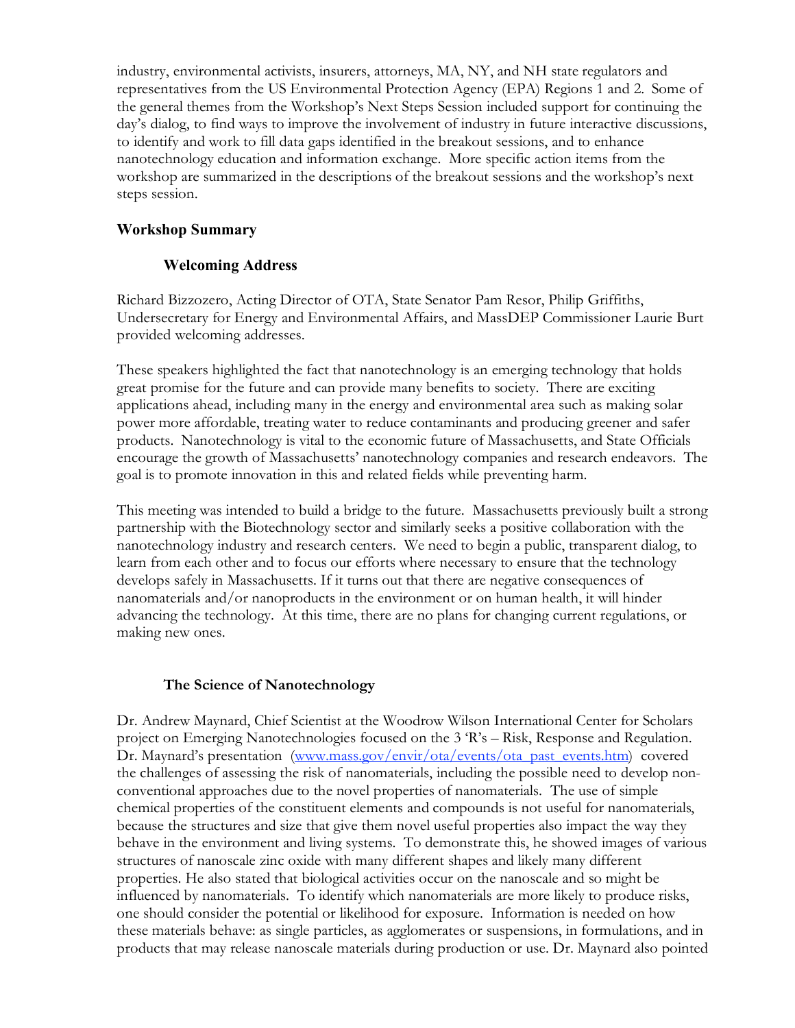industry, environmental activists, insurers, attorneys, MA, NY, and NH state regulators and representatives from the US Environmental Protection Agency (EPA) Regions 1 and 2. Some of the general themes from the Workshop's Next Steps Session included support for continuing the day's dialog, to find ways to improve the involvement of industry in future interactive discussions, to identify and work to fill data gaps identified in the breakout sessions, and to enhance nanotechnology education and information exchange. More specific action items from the workshop are summarized in the descriptions of the breakout sessions and the workshop's next steps session.

## Workshop Summary

### Welcoming Address

Richard Bizzozero, Acting Director of OTA, State Senator Pam Resor, Philip Griffiths, Undersecretary for Energy and Environmental Affairs, and MassDEP Commissioner Laurie Burt provided welcoming addresses.

These speakers highlighted the fact that nanotechnology is an emerging technology that holds great promise for the future and can provide many benefits to society. There are exciting applications ahead, including many in the energy and environmental area such as making solar power more affordable, treating water to reduce contaminants and producing greener and safer products. Nanotechnology is vital to the economic future of Massachusetts, and State Officials encourage the growth of Massachusetts' nanotechnology companies and research endeavors. The goal is to promote innovation in this and related fields while preventing harm.

This meeting was intended to build a bridge to the future. Massachusetts previously built a strong partnership with the Biotechnology sector and similarly seeks a positive collaboration with the nanotechnology industry and research centers. We need to begin a public, transparent dialog, to learn from each other and to focus our efforts where necessary to ensure that the technology develops safely in Massachusetts. If it turns out that there are negative consequences of nanomaterials and/or nanoproducts in the environment or on human health, it will hinder advancing the technology. At this time, there are no plans for changing current regulations, or making new ones.

### The Science of Nanotechnology

Dr. Andrew Maynard, Chief Scientist at the Woodrow Wilson International Center for Scholars project on Emerging Nanotechnologies focused on the 3 'R's – Risk, Response and Regulation. Dr. Maynard's presentation ([www.mass.gov/envir/ota/events/ota_past_events.htm](www.mass.gov/envir/ota/events/ota_past_events.htm)) covered the challenges of assessing the risk of nanomaterials, including the possible need to develop non-conventional approaches due to the novel properties of nanomaterials. The use of simple chemical properties of the constituent elements and compounds is not useful for nanomaterials, because the structures and size that give them novel useful properties also impact the way they behave in the environment and living systems. To demonstrate this, he showed images of various structures of nanoscale zinc oxide with many different shapes and likely many different properties. He also stated that biological activities occur on the nanoscale and so might be influenced by nanomaterials. To identify which nanomaterials are more likely to produce risks, one should consider the potential or likelihood for exposure. Information is needed on how these materials behave: as single particles, as agglomerates or suspensions, in formulations, and in products that may release nanoscale materials during production or use. Dr. Maynard also pointed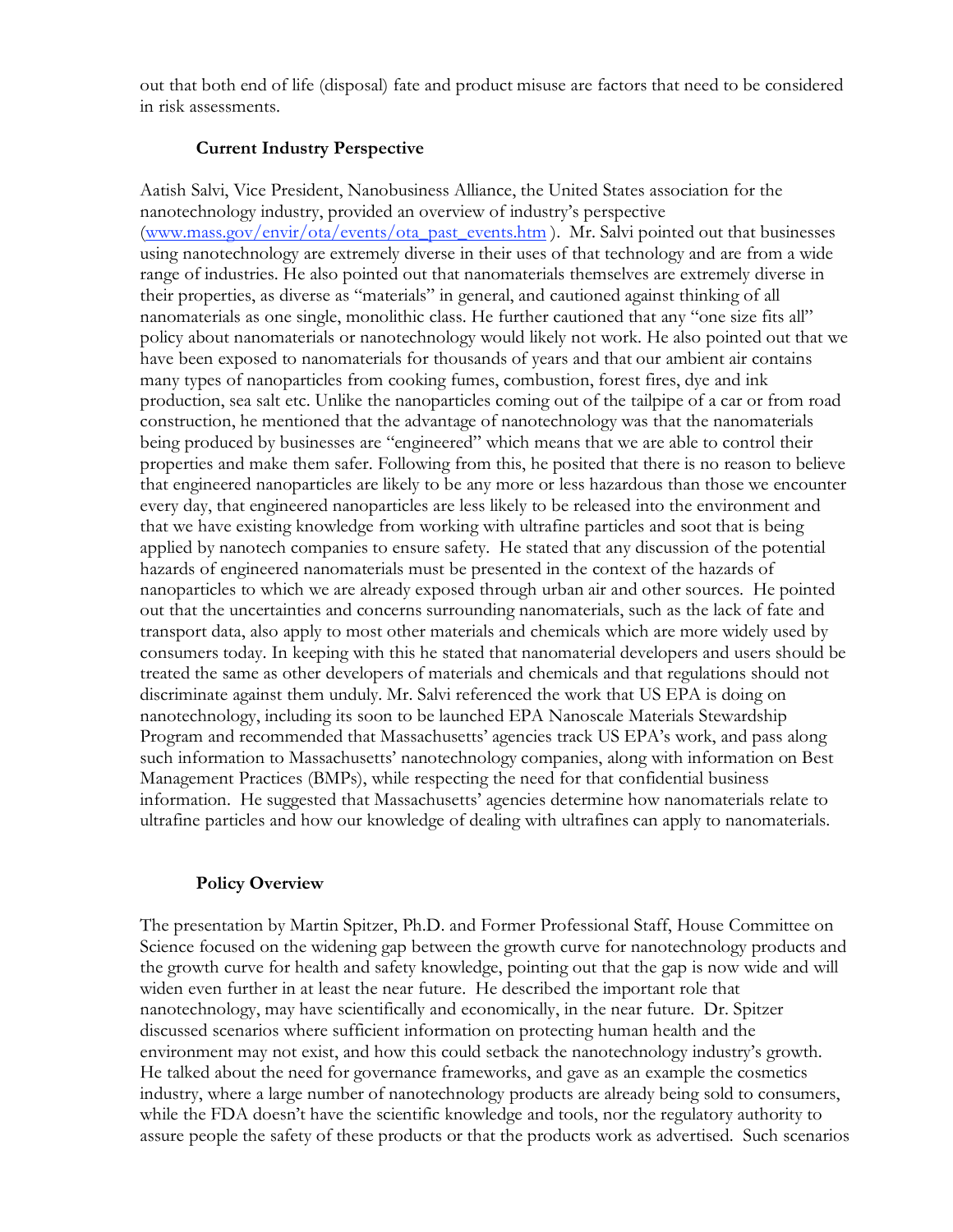out that both end of life (disposal) fate and product misuse are factors that need to be considered in risk assessments.

### Current Industry Perspective

Aatish Salvi, Vice President, Nanobusiness Alliance, the United States association for the nanotechnology industry, provided an overview of industry's perspective (www.mass.gov/envir/ota/events/ota_past_events.htm ). Mr. Salvi pointed out that businesses using nanotechnology are extremely diverse in their uses of that technology and are from a wide range of industries. He also pointed out that nanomaterials themselves are extremely diverse in their properties, as diverse as "materials" in general, and cautioned against thinking of all nanomaterials as one single, monolithic class. He further cautioned that any "one size fits all" policy about nanomaterials or nanotechnology would likely not work. He also pointed out that we have been exposed to nanomaterials for thousands of years and that our ambient air contains many types of nanoparticles from cooking fumes, combustion, forest fires, dye and ink production, sea salt etc. Unlike the nanoparticles coming out of the tailpipe of a car or from road construction, he mentioned that the advantage of nanotechnology was that the nanomaterials being produced by businesses are "engineered" which means that we are able to control their properties and make them safer. Following from this, he posited that there is no reason to believe that engineered nanoparticles are likely to be any more or less hazardous than those we encounter every day, that engineered nanoparticles are less likely to be released into the environment and that we have existing knowledge from working with ultrafine particles and soot that is being applied by nanotech companies to ensure safety. He stated that any discussion of the potential hazards of engineered nanomaterials must be presented in the context of the hazards of nanoparticles to which we are already exposed through urban air and other sources. He pointed out that the uncertainties and concerns surrounding nanomaterials, such as the lack of fate and transport data, also apply to most other materials and chemicals which are more widely used by consumers today. In keeping with this he stated that nanomaterial developers and users should be treated the same as other developers of materials and chemicals and that regulations should not discriminate against them unduly. Mr. Salvi referenced the work that US EPA is doing on nanotechnology, including its soon to be launched EPA Nanoscale Materials Stewardship Program and recommended that Massachusetts' agencies track US EPA's work, and pass along such information to Massachusetts' nanotechnology companies, along with information on Best Management Practices (BMPs), while respecting the need for that confidential business information. He suggested that Massachusetts' agencies determine how nanomaterials relate to ultrafine particles and how our knowledge of dealing with ultrafines can apply to nanomaterials.

### Policy Overview

The presentation by Martin Spitzer, Ph.D. and Former Professional Staff, House Committee on Science focused on the widening gap between the growth curve for nanotechnology products and the growth curve for health and safety knowledge, pointing out that the gap is now wide and will widen even further in at least the near future. He described the important role that nanotechnology, may have scientifically and economically, in the near future. Dr. Spitzer discussed scenarios where sufficient information on protecting human health and the environment may not exist, and how this could setback the nanotechnology industry's growth. He talked about the need for governance frameworks, and gave as an example the cosmetics industry, where a large number of nanotechnology products are already being sold to consumers, while the FDA doesn't have the scientific knowledge and tools, nor the regulatory authority to assure people the safety of these products or that the products work as advertised. Such scenarios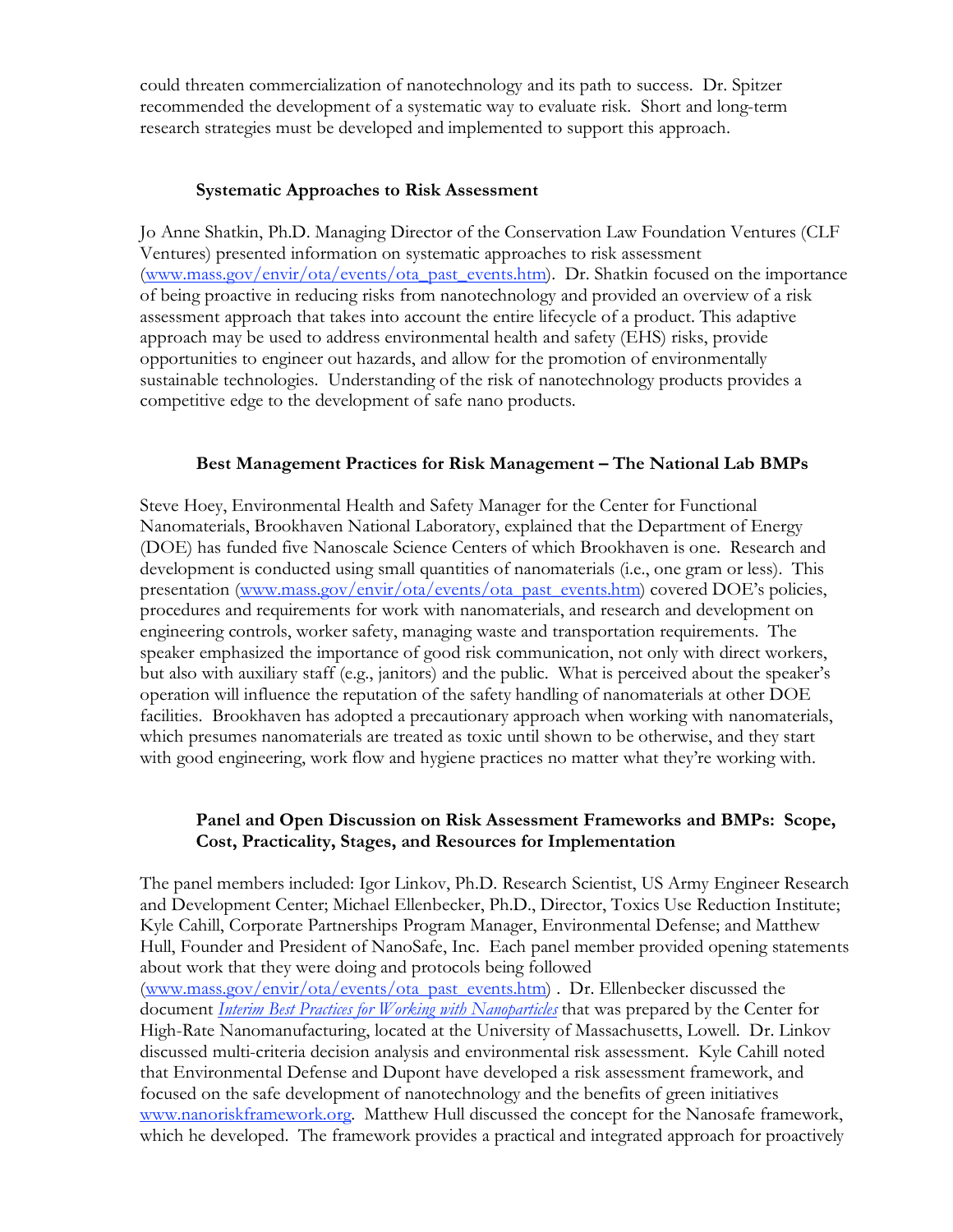could threaten commercialization of nanotechnology and its path to success. Dr. Spitzer recommended the development of a systematic way to evaluate risk. Short and long-term research strategies must be developed and implemented to support this approach.

**Systematic Approaches to Risk Assessment**

Jo Anne Shatkin, Ph.D. Managing Director of the Conservation Law Foundation Ventures (CLF Ventures) presented information on systematic approaches to risk assessment (www.mass.gov/envir/ota/events/ota_past_events.htm). Dr. Shatkin focused on the importance of being proactive in reducing risks from nanotechnology and provided an overview of a risk assessment approach that takes into account the entire lifecycle of a product. This adaptive approach may be used to address environmental health and safety (EHS) risks, provide opportunities to engineer out hazards, and allow for the promotion of environmentally sustainable technologies. Understanding of the risk of nanotechnology products provides a competitive edge to the development of safe nano products.

**Best Management Practices for Risk Management – The National Lab BMPs**

Steve Hoey, Environmental Health and Safety Manager for the Center for Functional Nanomaterials, Brookhaven National Laboratory, explained that the Department of Energy (DOE) has funded five Nanoscale Science Centers of which Brookhaven is one. Research and development is conducted using small quantities of nanomaterials (i.e., one gram or less). This presentation (www.mass.gov/envir/ota/events/ota_past_events.htm) covered DOE's policies, procedures and requirements for work with nanomaterials, and research and development on engineering controls, worker safety, managing waste and transportation requirements. The speaker emphasized the importance of good risk communication, not only with direct workers, but also with auxiliary staff (e.g., janitors) and the public. What is perceived about the speaker's operation will influence the reputation of the safety handling of nanomaterials at other DOE facilities. Brookhaven has adopted a precautionary approach when working with nanomaterials, which presumes nanomaterials are treated as toxic until shown to be otherwise, and they start with good engineering, work flow and hygiene practices no matter what they're working with.

**Panel and Open Discussion on Risk Assessment Frameworks and BMPs: Scope, Cost, Practicality, Stages, and Resources for Implementation**

The panel members included: Igor Linkov, Ph.D. Research Scientist, US Army Engineer Research and Development Center; Michael Ellenbecker, Ph.D., Director, Toxics Use Reduction Institute; Kyle Cahill, Corporate Partnerships Program Manager, Environmental Defense; and Matthew Hull, Founder and President of NanoSafe, Inc. Each panel member provided opening statements about work that they were doing and protocols being followed (www.mass.gov/envir/ota/events/ota_past_events.htm) . Dr. Ellenbecker discussed the document *Interim Best Practices for Working with Nanoparticles* that was prepared by the Center for High-Rate Nanomanufacturing, located at the University of Massachusetts, Lowell. Dr. Linkov discussed multi-criteria decision analysis and environmental risk assessment. Kyle Cahill noted that Environmental Defense and Dupont have developed a risk assessment framework, and focused on the safe development of nanotechnology and the benefits of green initiatives www.nanoriskframework.org. Matthew Hull discussed the concept for the Nanosafe framework, which he developed. The framework provides a practical and integrated approach for proactively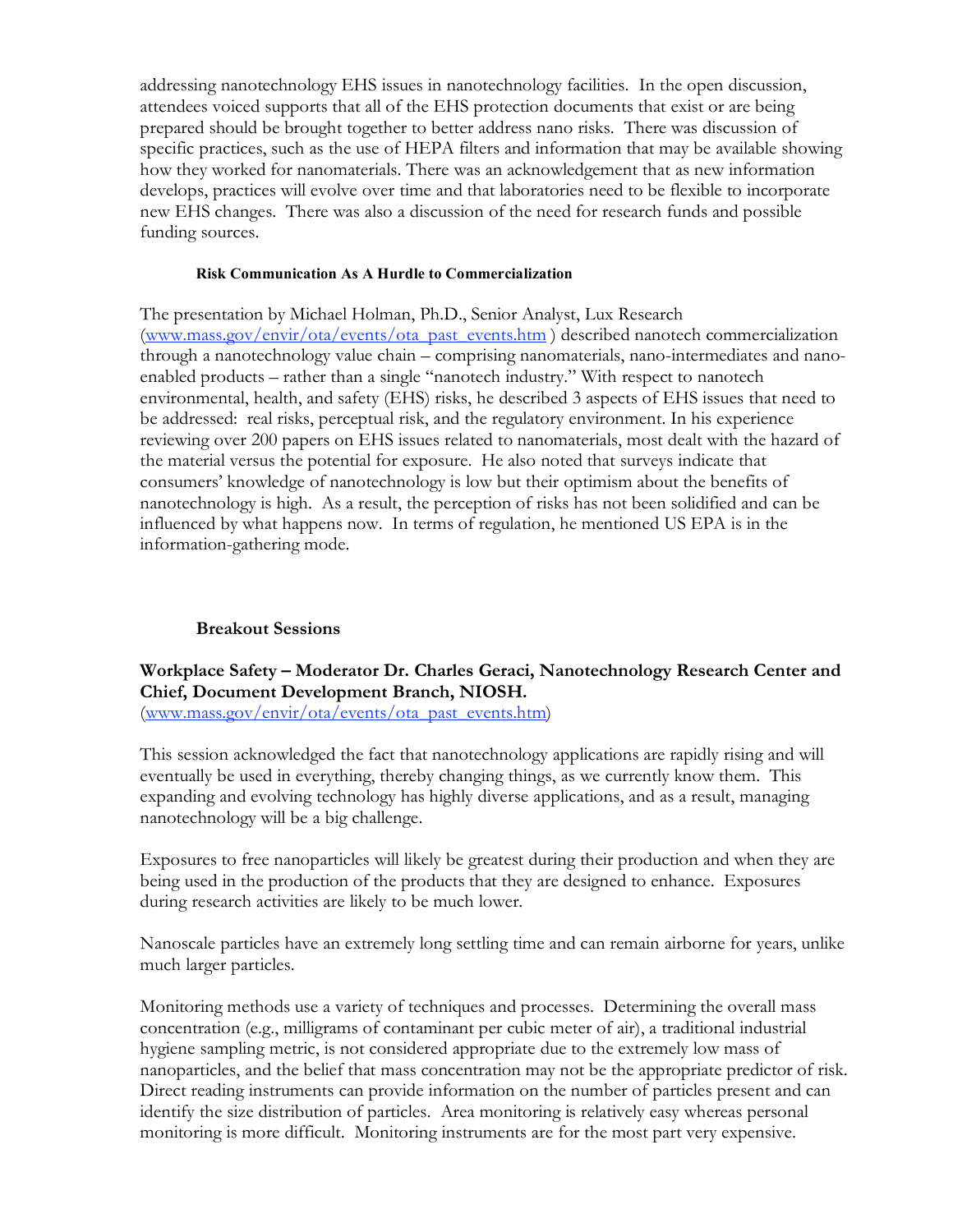addressing nanotechnology EHS issues in nanotechnology facilities. In the open discussion, attendees voiced supports that all of the EHS protection documents that exist or are being prepared should be brought together to better address nano risks. There was discussion of specific practices, such as the use of HEPA filters and information that may be available showing how they worked for nanomaterials. There was an acknowledgement that as new information develops, practices will evolve over time and that laboratories need to be flexible to incorporate new EHS changes. There was also a discussion of the need for research funds and possible funding sources.

#### Risk Communication As A Hurdle to Commercialization

The presentation by Michael Holman, Ph.D., Senior Analyst, Lux Research (www.mass.gov/envir/ota/events/ota_past_events.htm ) described nanotech commercialization through a nanotechnology value chain – comprising nanomaterials, nano-intermediates and nano-enabled products – rather than a single "nanotech industry." With respect to nanotech environmental, health, and safety (EHS) risks, he described 3 aspects of EHS issues that need to be addressed: real risks, perceptual risk, and the regulatory environment. In his experience reviewing over 200 papers on EHS issues related to nanomaterials, most dealt with the hazard of the material versus the potential for exposure. He also noted that surveys indicate that consumers' knowledge of nanotechnology is low but their optimism about the benefits of nanotechnology is high. As a result, the perception of risks has not been solidified and can be influenced by what happens now. In terms of regulation, he mentioned US EPA is in the information-gathering mode.

### Breakout Sessions

**Workplace Safety – Moderator Dr. Charles Geraci, Nanotechnology Research Center and Chief, Document Development Branch, NIOSH.**
(www.mass.gov/envir/ota/events/ota_past_events.htm)

This session acknowledged the fact that nanotechnology applications are rapidly rising and will eventually be used in everything, thereby changing things, as we currently know them. This expanding and evolving technology has highly diverse applications, and as a result, managing nanotechnology will be a big challenge.

Exposures to free nanoparticles will likely be greatest during their production and when they are being used in the production of the products that they are designed to enhance. Exposures during research activities are likely to be much lower.

Nanoscale particles have an extremely long settling time and can remain airborne for years, unlike much larger particles.

Monitoring methods use a variety of techniques and processes. Determining the overall mass concentration (e.g., milligrams of contaminant per cubic meter of air), a traditional industrial hygiene sampling metric, is not considered appropriate due to the extremely low mass of nanoparticles, and the belief that mass concentration may not be the appropriate predictor of risk. Direct reading instruments can provide information on the number of particles present and can identify the size distribution of particles. Area monitoring is relatively easy whereas personal monitoring is more difficult. Monitoring instruments are for the most part very expensive.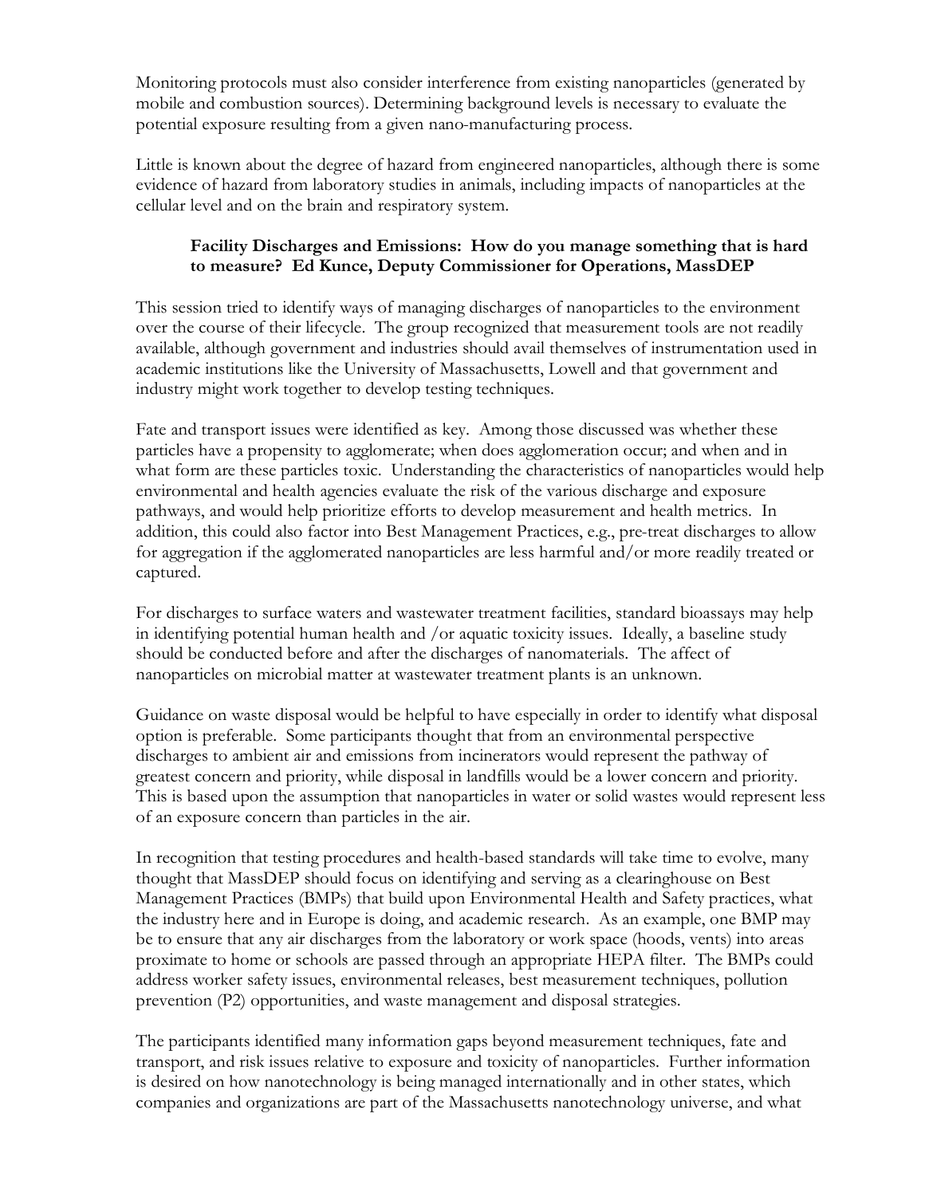Monitoring protocols must also consider interference from existing nanoparticles (generated by mobile and combustion sources). Determining background levels is necessary to evaluate the potential exposure resulting from a given nano-manufacturing process.

Little is known about the degree of hazard from engineered nanoparticles, although there is some evidence of hazard from laboratory studies in animals, including impacts of nanoparticles at the cellular level and on the brain and respiratory system.

**Facility Discharges and Emissions: How do you manage something that is hard to measure? Ed Kunce, Deputy Commissioner for Operations, MassDEP**

This session tried to identify ways of managing discharges of nanoparticles to the environment over the course of their lifecycle. The group recognized that measurement tools are not readily available, although government and industries should avail themselves of instrumentation used in academic institutions like the University of Massachusetts, Lowell and that government and industry might work together to develop testing techniques.

Fate and transport issues were identified as key. Among those discussed was whether these particles have a propensity to agglomerate; when does agglomeration occur; and when and in what form are these particles toxic. Understanding the characteristics of nanoparticles would help environmental and health agencies evaluate the risk of the various discharge and exposure pathways, and would help prioritize efforts to develop measurement and health metrics. In addition, this could also factor into Best Management Practices, e.g., pre-treat discharges to allow for aggregation if the agglomerated nanoparticles are less harmful and/or more readily treated or captured.

For discharges to surface waters and wastewater treatment facilities, standard bioassays may help in identifying potential human health and /or aquatic toxicity issues. Ideally, a baseline study should be conducted before and after the discharges of nanomaterials. The affect of nanoparticles on microbial matter at wastewater treatment plants is an unknown.

Guidance on waste disposal would be helpful to have especially in order to identify what disposal option is preferable. Some participants thought that from an environmental perspective discharges to ambient air and emissions from incinerators would represent the pathway of greatest concern and priority, while disposal in landfills would be a lower concern and priority. This is based upon the assumption that nanoparticles in water or solid wastes would represent less of an exposure concern than particles in the air.

In recognition that testing procedures and health-based standards will take time to evolve, many thought that MassDEP should focus on identifying and serving as a clearinghouse on Best Management Practices (BMPs) that build upon Environmental Health and Safety practices, what the industry here and in Europe is doing, and academic research. As an example, one BMP may be to ensure that any air discharges from the laboratory or work space (hoods, vents) into areas proximate to home or schools are passed through an appropriate HEPA filter. The BMPs could address worker safety issues, environmental releases, best measurement techniques, pollution prevention (P2) opportunities, and waste management and disposal strategies.

The participants identified many information gaps beyond measurement techniques, fate and transport, and risk issues relative to exposure and toxicity of nanoparticles. Further information is desired on how nanotechnology is being managed internationally and in other states, which companies and organizations are part of the Massachusetts nanotechnology universe, and what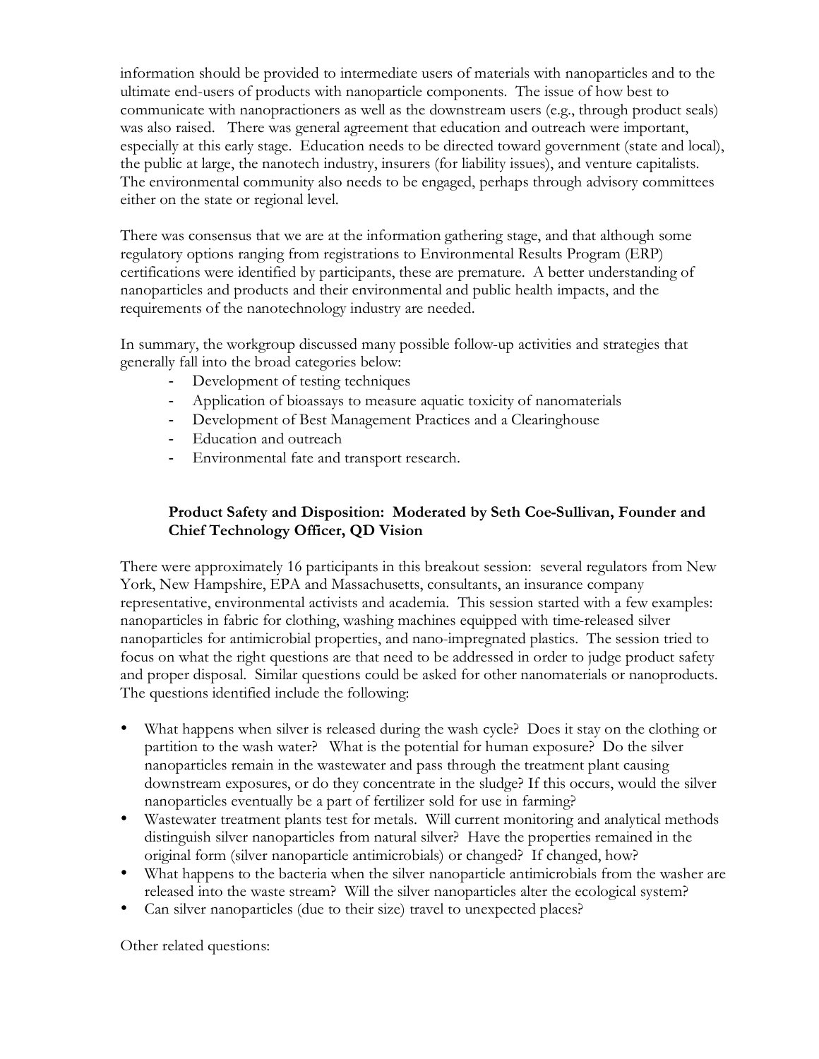information should be provided to intermediate users of materials with nanoparticles and to the ultimate end-users of products with nanoparticle components. The issue of how best to communicate with nanopractioners as well as the downstream users (e.g., through product seals) was also raised. There was general agreement that education and outreach were important, especially at this early stage. Education needs to be directed toward government (state and local), the public at large, the nanotech industry, insurers (for liability issues), and venture capitalists. The environmental community also needs to be engaged, perhaps through advisory committees either on the state or regional level.

There was consensus that we are at the information gathering stage, and that although some regulatory options ranging from registrations to Environmental Results Program (ERP) certifications were identified by participants, these are premature. A better understanding of nanoparticles and products and their environmental and public health impacts, and the requirements of the nanotechnology industry are needed.

In summary, the workgroup discussed many possible follow-up activities and strategies that generally fall into the broad categories below:

- Development of testing techniques
- Application of bioassays to measure aquatic toxicity of nanomaterials
- Development of Best Management Practices and a Clearinghouse
- Education and outreach
- Environmental fate and transport research.

**Product Safety and Disposition: Moderated by Seth Coe-Sullivan, Founder and Chief Technology Officer, QD Vision**

There were approximately 16 participants in this breakout session: several regulators from New York, New Hampshire, EPA and Massachusetts, consultants, an insurance company representative, environmental activists and academia. This session started with a few examples: nanoparticles in fabric for clothing, washing machines equipped with time-released silver nanoparticles for antimicrobial properties, and nano-impregnated plastics. The session tried to focus on what the right questions are that need to be addressed in order to judge product safety and proper disposal. Similar questions could be asked for other nanomaterials or nanoproducts. The questions identified include the following:

- What happens when silver is released during the wash cycle? Does it stay on the clothing or partition to the wash water? What is the potential for human exposure? Do the silver nanoparticles remain in the wastewater and pass through the treatment plant causing downstream exposures, or do they concentrate in the sludge? If this occurs, would the silver nanoparticles eventually be a part of fertilizer sold for use in farming?
- Wastewater treatment plants test for metals. Will current monitoring and analytical methods distinguish silver nanoparticles from natural silver? Have the properties remained in the original form (silver nanoparticle antimicrobials) or changed? If changed, how?
- What happens to the bacteria when the silver nanoparticle antimicrobials from the washer are released into the waste stream? Will the silver nanoparticles alter the ecological system?
- Can silver nanoparticles (due to their size) travel to unexpected places?

Other related questions: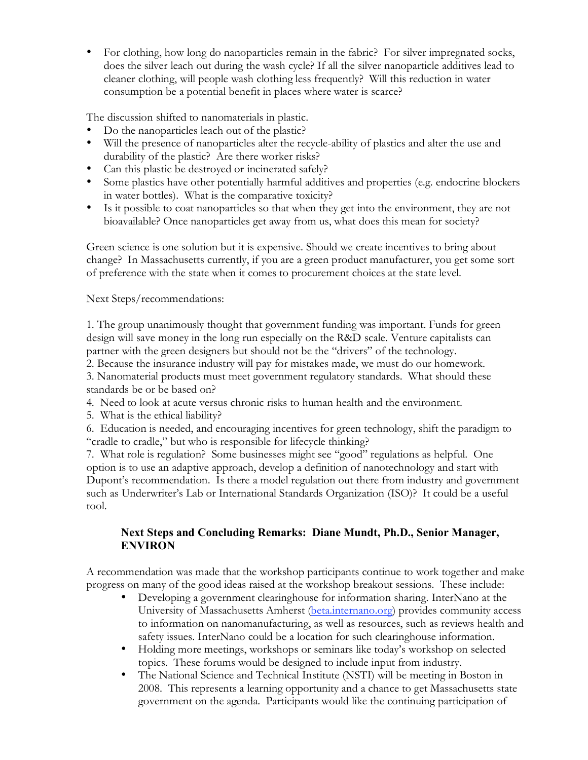- For clothing, how long do nanoparticles remain in the fabric? For silver impregnated socks, does the silver leach out during the wash cycle? If all the silver nanoparticle additives lead to cleaner clothing, will people wash clothing less frequently? Will this reduction in water consumption be a potential benefit in places where water is scarce?

The discussion shifted to nanomaterials in plastic.

- Do the nanoparticles leach out of the plastic?
- Will the presence of nanoparticles alter the recycle-ability of plastics and alter the use and durability of the plastic? Are there worker risks?
- Can this plastic be destroyed or incinerated safely?
- Some plastics have other potentially harmful additives and properties (e.g. endocrine blockers in water bottles). What is the comparative toxicity?
- Is it possible to coat nanoparticles so that when they get into the environment, they are not bioavailable? Once nanoparticles get away from us, what does this mean for society?

Green science is one solution but it is expensive. Should we create incentives to bring about change? In Massachusetts currently, if you are a green product manufacturer, you get some sort of preference with the state when it comes to procurement choices at the state level.

Next Steps/recommendations:

1. The group unanimously thought that government funding was important. Funds for green design will save money in the long run especially on the R&D scale. Venture capitalists can partner with the green designers but should not be the "drivers" of the technology.
2. Because the insurance industry will pay for mistakes made, we must do our homework.
3. Nanomaterial products must meet government regulatory standards. What should these standards be or be based on?
4. Need to look at acute versus chronic risks to human health and the environment.
5. What is the ethical liability?
6. Education is needed, and encouraging incentives for green technology, shift the paradigm to "cradle to cradle," but who is responsible for lifecycle thinking?
7. What role is regulation? Some businesses might see "good" regulations as helpful. One option is to use an adaptive approach, develop a definition of nanotechnology and start with Dupont's recommendation. Is there a model regulation out there from industry and government such as Underwriter's Lab or International Standards Organization (ISO)? It could be a useful tool.

### Next Steps and Concluding Remarks: Diane Mundt, Ph.D., Senior Manager, ENVIRON

A recommendation was made that the workshop participants continue to work together and make progress on many of the good ideas raised at the workshop breakout sessions. These include:

- Developing a government clearinghouse for information sharing. InterNano at the University of Massachusetts Amherst (beta.internano.org) provides community access to information on nanomanufacturing, as well as resources, such reviews health and safety issues. InterNano could be a location for such clearinghouse information.
- Holding more meetings, workshops or seminars like today's workshop on selected topics. These forums would be designed to include input from industry.
- The National Science and Technical Institute (NSTI) will be meeting in Boston in 2008. This represents a learning opportunity and a chance to get Massachusetts state government on the agenda. Participants would like the continuing participation of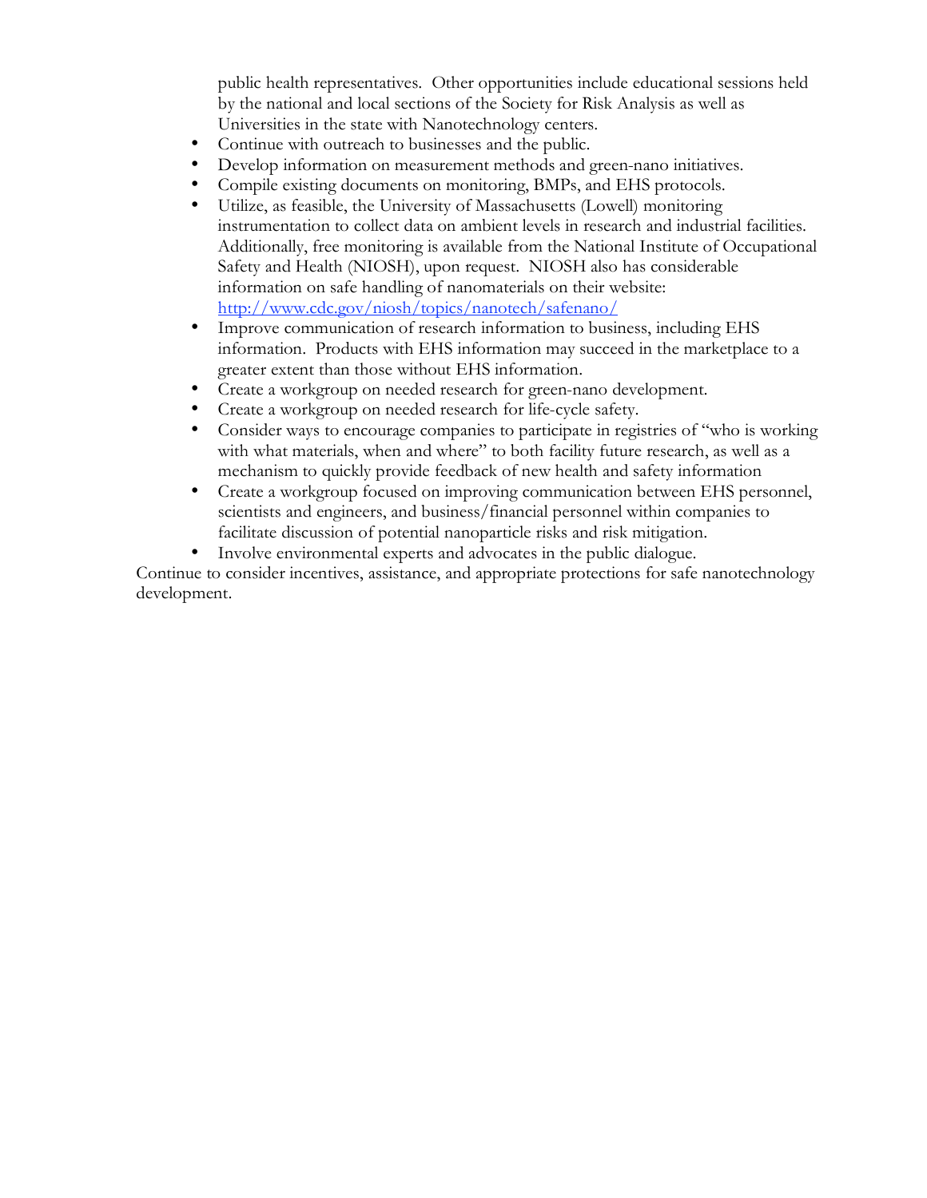public health representatives. Other opportunities include educational sessions held by the national and local sections of the Society for Risk Analysis as well as Universities in the state with Nanotechnology centers.

- Continue with outreach to businesses and the public.
- Develop information on measurement methods and green-nano initiatives.
- Compile existing documents on monitoring, BMPs, and EHS protocols.
- Utilize, as feasible, the University of Massachusetts (Lowell) monitoring instrumentation to collect data on ambient levels in research and industrial facilities. Additionally, free monitoring is available from the National Institute of Occupational Safety and Health (NIOSH), upon request. NIOSH also has considerable information on safe handling of nanomaterials on their website: [http://www.cdc.gov/niosh/topics/nanotech/safenano/](http://www.cdc.gov/niosh/topics/nanotech/safenano/)
- Improve communication of research information to business, including EHS information. Products with EHS information may succeed in the marketplace to a greater extent than those without EHS information.
- Create a workgroup on needed research for green-nano development.
- Create a workgroup on needed research for life-cycle safety.
- Consider ways to encourage companies to participate in registries of "who is working with what materials, when and where" to both facility future research, as well as a mechanism to quickly provide feedback of new health and safety information
- Create a workgroup focused on improving communication between EHS personnel, scientists and engineers, and business/financial personnel within companies to facilitate discussion of potential nanoparticle risks and risk mitigation.
- Involve environmental experts and advocates in the public dialogue.

Continue to consider incentives, assistance, and appropriate protections for safe nanotechnology development.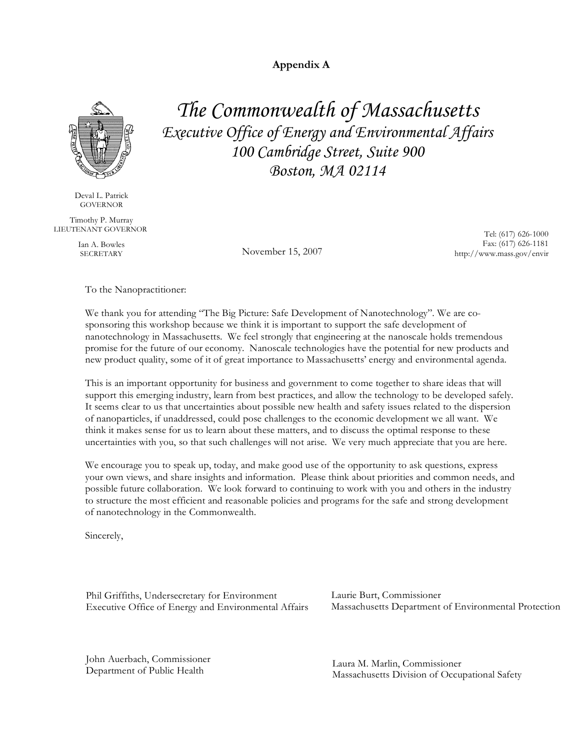**Appendix A**

*The Commonwealth of Massachusetts*
*Executive Office of Energy and Environmental Affairs*
*100 Cambridge Street, Suite 900*
*Boston, MA 02114*

Deval L. Patrick
GOVERNOR

Timothy P. Murray
LIEUTENANT GOVERNOR

Ian A. Bowles
SECRETARY

November 15, 2007

Tel: (617) 626-1000
Fax: (617) 626-1181
http://www.mass.gov/envir

To the Nanopractitioner:

We thank you for attending "The Big Picture: Safe Development of Nanotechnology". We are co-sponsoring this workshop because we think it is important to support the safe development of nanotechnology in Massachusetts. We feel strongly that engineering at the nanoscale holds tremendous promise for the future of our economy. Nanoscale technologies have the potential for new products and new product quality, some of it of great importance to Massachusetts' energy and environmental agenda.

This is an important opportunity for business and government to come together to share ideas that will support this emerging industry, learn from best practices, and allow the technology to be developed safely. It seems clear to us that uncertainties about possible new health and safety issues related to the dispersion of nanoparticles, if unaddressed, could pose challenges to the economic development we all want. We think it makes sense for us to learn about these matters, and to discuss the optimal response to these uncertainties with you, so that such challenges will not arise. We very much appreciate that you are here.

We encourage you to speak up, today, and make good use of the opportunity to ask questions, express your own views, and share insights and information. Please think about priorities and common needs, and possible future collaboration. We look forward to continuing to work with you and others in the industry to structure the most efficient and reasonable policies and programs for the safe and strong development of nanotechnology in the Commonwealth.

Sincerely,

Phil Griffiths, Undersecretary for Environment
Executive Office of Energy and Environmental Affairs

Laurie Burt, Commissioner
Massachusetts Department of Environmental Protection

John Auerbach, Commissioner
Department of Public Health

Laura M. Marlin, Commissioner
Massachusetts Division of Occupational Safety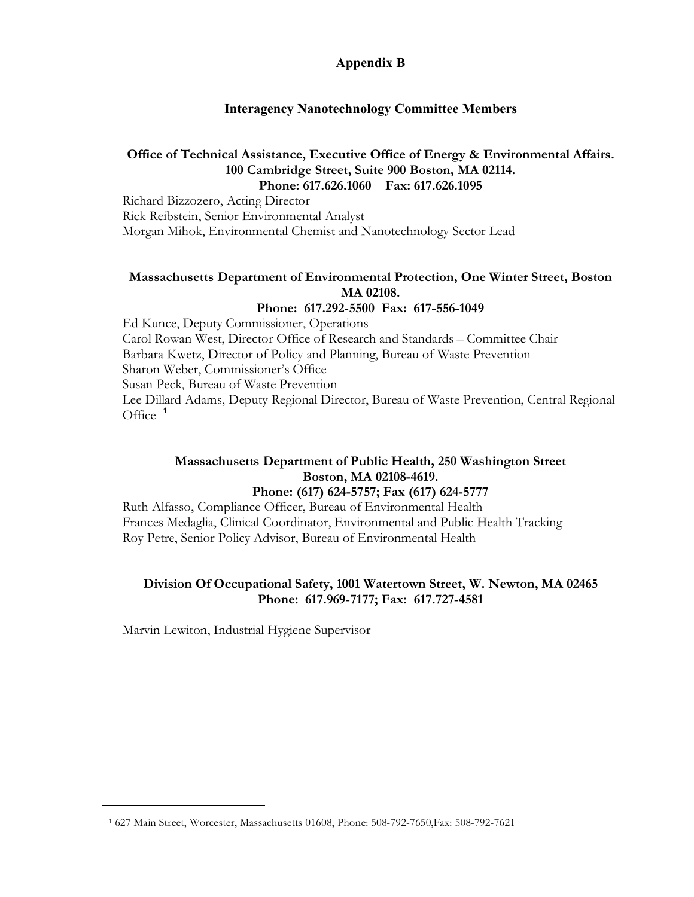# Appendix B

## Interagency Nanotechnology Committee Members

**Office of Technical Assistance, Executive Office of Energy & Environmental Affairs. 100 Cambridge Street, Suite 900 Boston, MA 02114.**
**Phone: 617.626.1060 Fax: 617.626.1095**

Richard Bizzozero, Acting Director
Rick Reibstein, Senior Environmental Analyst
Morgan Mihok, Environmental Chemist and Nanotechnology Sector Lead

**Massachusetts Department of Environmental Protection, One Winter Street, Boston MA 02108.**
**Phone: 617.292-5500 Fax: 617-556-1049**

Ed Kunce, Deputy Commissioner, Operations
Carol Rowan West, Director Office of Research and Standards – Committee Chair
Barbara Kwetz, Director of Policy and Planning, Bureau of Waste Prevention
Sharon Weber, Commissioner's Office
Susan Peck, Bureau of Waste Prevention
Lee Dillard Adams, Deputy Regional Director, Bureau of Waste Prevention, Central Regional Office [1]

**Massachusetts Department of Public Health, 250 Washington Street Boston, MA 02108-4619.**
**Phone: (617) 624-5757; Fax (617) 624-5777**

Ruth Alfasso, Compliance Officer, Bureau of Environmental Health
Frances Medaglia, Clinical Coordinator, Environmental and Public Health Tracking
Roy Petre, Senior Policy Advisor, Bureau of Environmental Health

**Division Of Occupational Safety, 1001 Watertown Street, W. Newton, MA 02465**
**Phone: 617.969-7177; Fax: 617.727-4581**

Marvin Lewiton, Industrial Hygiene Supervisor

---

[1] 627 Main Street, Worcester, Massachusetts 01608, Phone: 508-792-7650,Fax: 508-792-7621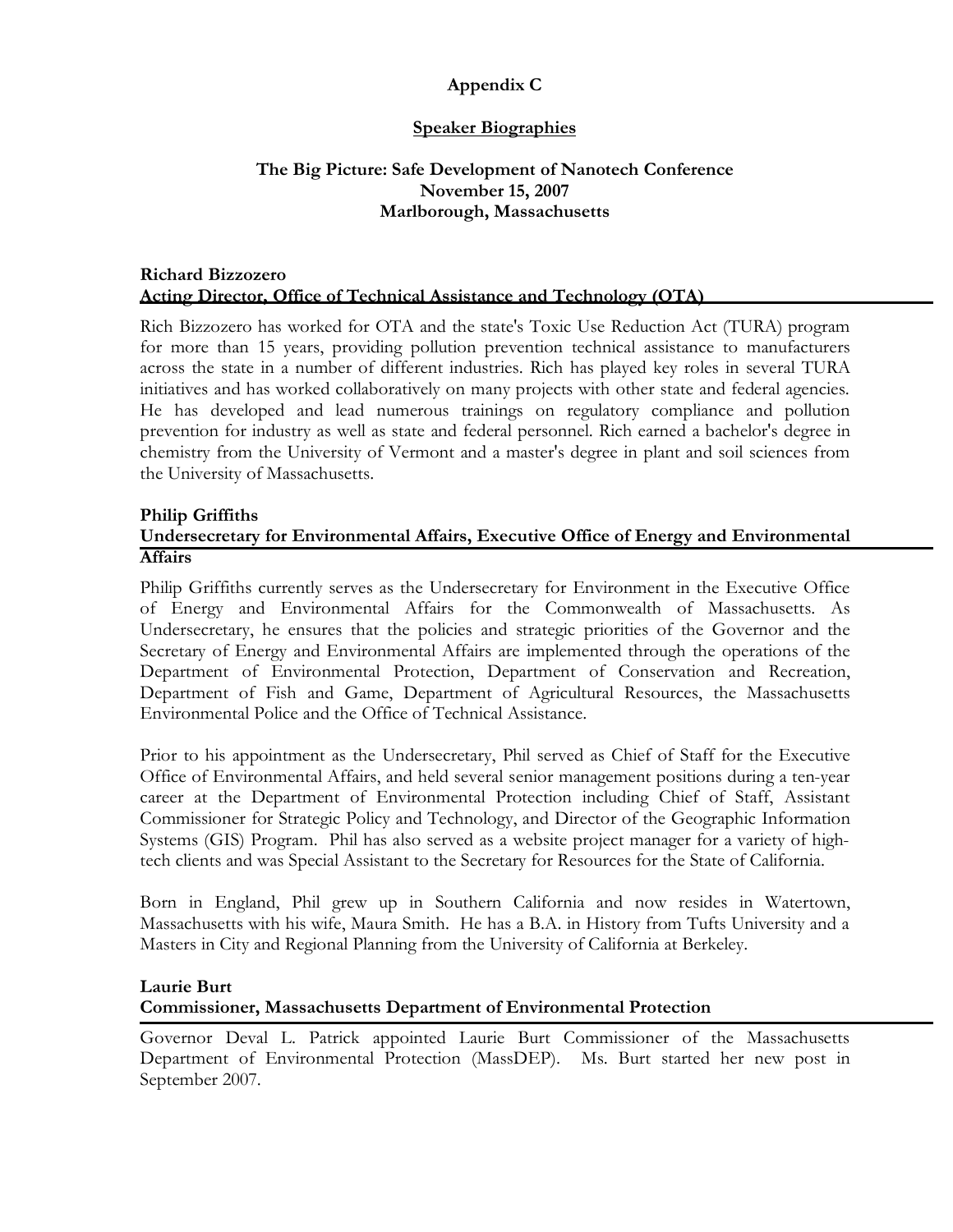# Appendix C

## Speaker Biographies

### The Big Picture: Safe Development of Nanotech Conference
### November 15, 2007
### Marlborough, Massachusetts

**Richard Bizzozero**
**Acting Director, Office of Technical Assistance and Technology (OTA)**

Rich Bizzozero has worked for OTA and the state's Toxic Use Reduction Act (TURA) program for more than 15 years, providing pollution prevention technical assistance to manufacturers across the state in a number of different industries. Rich has played key roles in several TURA initiatives and has worked collaboratively on many projects with other state and federal agencies. He has developed and lead numerous trainings on regulatory compliance and pollution prevention for industry as well as state and federal personnel. Rich earned a bachelor's degree in chemistry from the University of Vermont and a master's degree in plant and soil sciences from the University of Massachusetts.

**Philip Griffiths**
**Undersecretary for Environmental Affairs, Executive Office of Energy and Environmental Affairs**

Philip Griffiths currently serves as the Undersecretary for Environment in the Executive Office of Energy and Environmental Affairs for the Commonwealth of Massachusetts. As Undersecretary, he ensures that the policies and strategic priorities of the Governor and the Secretary of Energy and Environmental Affairs are implemented through the operations of the Department of Environmental Protection, Department of Conservation and Recreation, Department of Fish and Game, Department of Agricultural Resources, the Massachusetts Environmental Police and the Office of Technical Assistance.

Prior to his appointment as the Undersecretary, Phil served as Chief of Staff for the Executive Office of Environmental Affairs, and held several senior management positions during a ten-year career at the Department of Environmental Protection including Chief of Staff, Assistant Commissioner for Strategic Policy and Technology, and Director of the Geographic Information Systems (GIS) Program. Phil has also served as a website project manager for a variety of high-tech clients and was Special Assistant to the Secretary for Resources for the State of California.

Born in England, Phil grew up in Southern California and now resides in Watertown, Massachusetts with his wife, Maura Smith. He has a B.A. in History from Tufts University and a Masters in City and Regional Planning from the University of California at Berkeley.

**Laurie Burt**
**Commissioner, Massachusetts Department of Environmental Protection**

Governor Deval L. Patrick appointed Laurie Burt Commissioner of the Massachusetts Department of Environmental Protection (MassDEP). Ms. Burt started her new post in September 2007.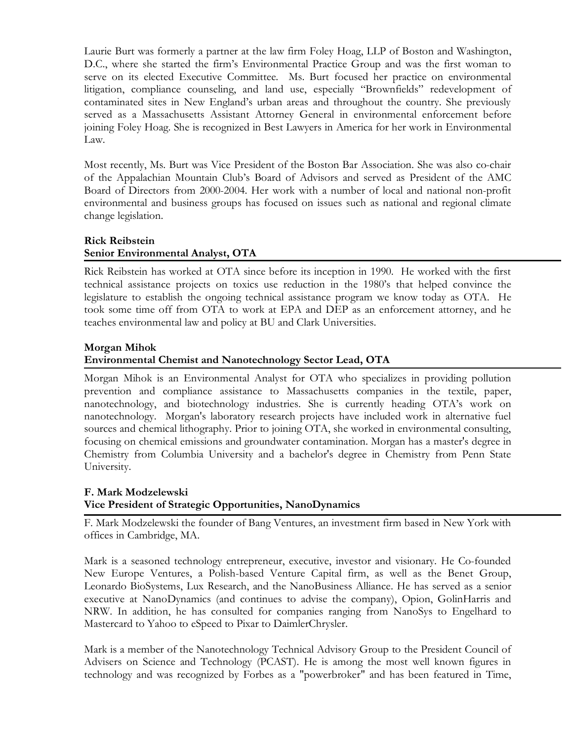Laurie Burt was formerly a partner at the law firm Foley Hoag, LLP of Boston and Washington, D.C., where she started the firm's Environmental Practice Group and was the first woman to serve on its elected Executive Committee. Ms. Burt focused her practice on environmental litigation, compliance counseling, and land use, especially "Brownfields" redevelopment of contaminated sites in New England's urban areas and throughout the country. She previously served as a Massachusetts Assistant Attorney General in environmental enforcement before joining Foley Hoag. She is recognized in Best Lawyers in America for her work in Environmental Law.

Most recently, Ms. Burt was Vice President of the Boston Bar Association. She was also co-chair of the Appalachian Mountain Club's Board of Advisors and served as President of the AMC Board of Directors from 2000-2004. Her work with a number of local and national non-profit environmental and business groups has focused on issues such as national and regional climate change legislation.

**Rick Reibstein**
**Senior Environmental Analyst, OTA**

Rick Reibstein has worked at OTA since before its inception in 1990. He worked with the first technical assistance projects on toxics use reduction in the 1980's that helped convince the legislature to establish the ongoing technical assistance program we know today as OTA. He took some time off from OTA to work at EPA and DEP as an enforcement attorney, and he teaches environmental law and policy at BU and Clark Universities.

**Morgan Mihok**
**Environmental Chemist and Nanotechnology Sector Lead, OTA**

Morgan Mihok is an Environmental Analyst for OTA who specializes in providing pollution prevention and compliance assistance to Massachusetts companies in the textile, paper, nanotechnology, and biotechnology industries. She is currently heading OTA's work on nanotechnology. Morgan's laboratory research projects have included work in alternative fuel sources and chemical lithography. Prior to joining OTA, she worked in environmental consulting, focusing on chemical emissions and groundwater contamination. Morgan has a master's degree in Chemistry from Columbia University and a bachelor's degree in Chemistry from Penn State University.

**F. Mark Modzelewski**
**Vice President of Strategic Opportunities, NanoDynamics**

F. Mark Modzelewski the founder of Bang Ventures, an investment firm based in New York with offices in Cambridge, MA.

Mark is a seasoned technology entrepreneur, executive, investor and visionary. He Co-founded New Europe Ventures, a Polish-based Venture Capital firm, as well as the Benet Group, Leonardo BioSystems, Lux Research, and the NanoBusiness Alliance. He has served as a senior executive at NanoDynamics (and continues to advise the company), Opion, GolinHarris and NRW. In addition, he has consulted for companies ranging from NanoSys to Engelhard to Mastercard to Yahoo to eSpeed to Pixar to DaimlerChrysler.

Mark is a member of the Nanotechnology Technical Advisory Group to the President Council of Advisers on Science and Technology (PCAST). He is among the most well known figures in technology and was recognized by Forbes as a "powerbroker" and has been featured in Time,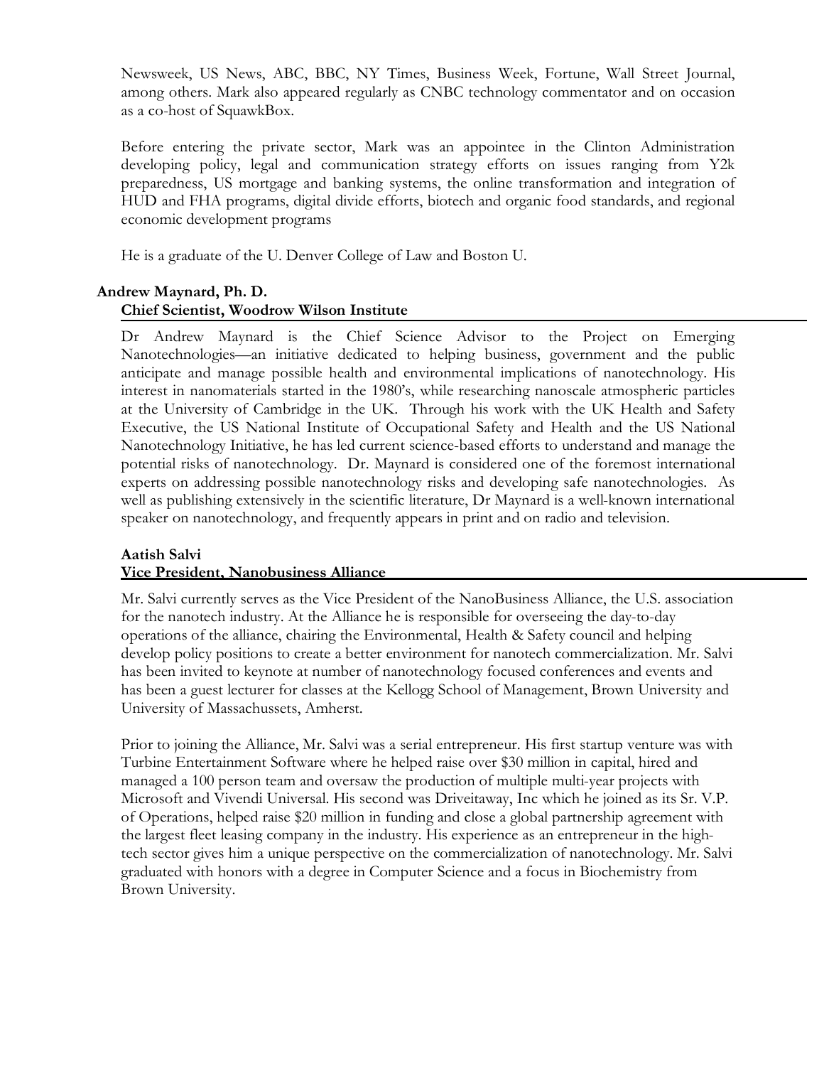Newsweek, US News, ABC, BBC, NY Times, Business Week, Fortune, Wall Street Journal, among others. Mark also appeared regularly as CNBC technology commentator and on occasion as a co-host of SquawkBox.

Before entering the private sector, Mark was an appointee in the Clinton Administration developing policy, legal and communication strategy efforts on issues ranging from Y2k preparedness, US mortgage and banking systems, the online transformation and integration of HUD and FHA programs, digital divide efforts, biotech and organic food standards, and regional economic development programs

He is a graduate of the U. Denver College of Law and Boston U.

**Andrew Maynard, Ph. D.**
**Chief Scientist, Woodrow Wilson Institute**

Dr Andrew Maynard is the Chief Science Advisor to the Project on Emerging Nanotechnologies—an initiative dedicated to helping business, government and the public anticipate and manage possible health and environmental implications of nanotechnology. His interest in nanomaterials started in the 1980's, while researching nanoscale atmospheric particles at the University of Cambridge in the UK. Through his work with the UK Health and Safety Executive, the US National Institute of Occupational Safety and Health and the US National Nanotechnology Initiative, he has led current science-based efforts to understand and manage the potential risks of nanotechnology. Dr. Maynard is considered one of the foremost international experts on addressing possible nanotechnology risks and developing safe nanotechnologies. As well as publishing extensively in the scientific literature, Dr Maynard is a well-known international speaker on nanotechnology, and frequently appears in print and on radio and television.

**Aatish Salvi**
**Vice President, Nanobusiness Alliance**

Mr. Salvi currently serves as the Vice President of the NanoBusiness Alliance, the U.S. association for the nanotech industry. At the Alliance he is responsible for overseeing the day-to-day operations of the alliance, chairing the Environmental, Health & Safety council and helping develop policy positions to create a better environment for nanotech commercialization. Mr. Salvi has been invited to keynote at number of nanotechnology focused conferences and events and has been a guest lecturer for classes at the Kellogg School of Management, Brown University and University of Massachussets, Amherst.

Prior to joining the Alliance, Mr. Salvi was a serial entrepreneur. His first startup venture was with Turbine Entertainment Software where he helped raise over $30 million in capital, hired and managed a 100 person team and oversaw the production of multiple multi-year projects with Microsoft and Vivendi Universal. His second was Driveitaway, Inc which he joined as its Sr. V.P. of Operations, helped raise $20 million in funding and close a global partnership agreement with the largest fleet leasing company in the industry. His experience as an entrepreneur in the high-tech sector gives him a unique perspective on the commercialization of nanotechnology. Mr. Salvi graduated with honors with a degree in Computer Science and a focus in Biochemistry from Brown University.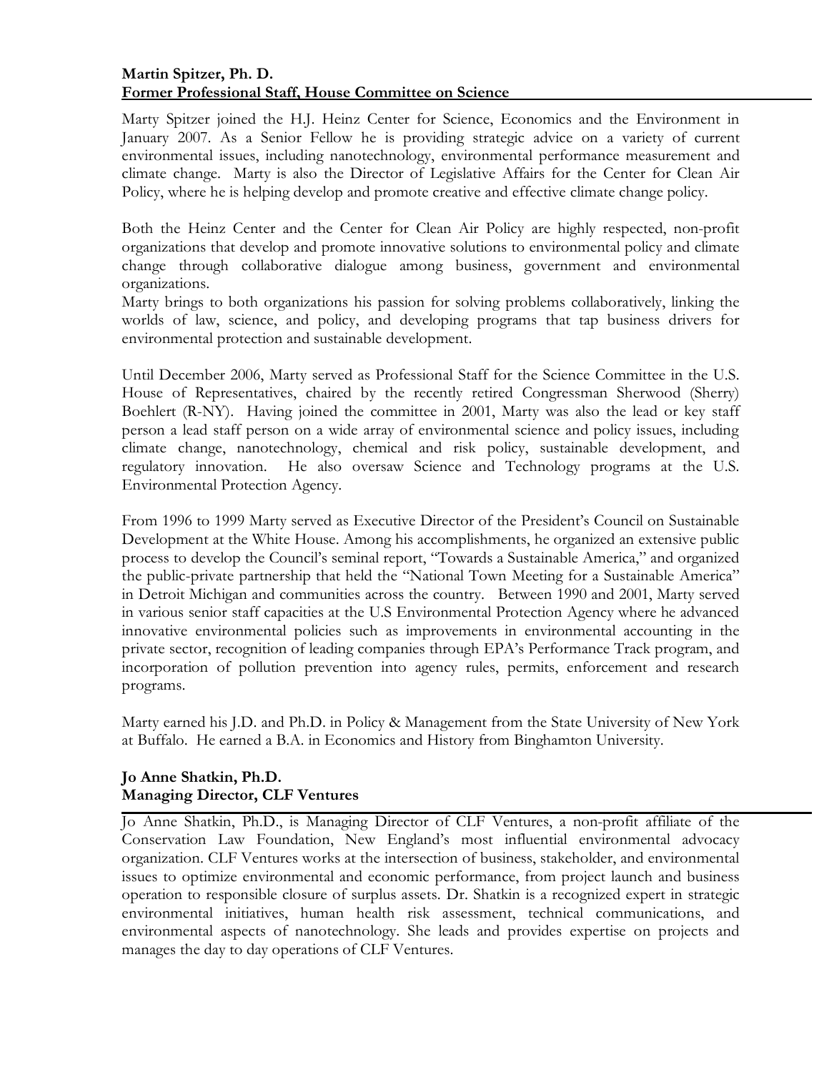**Martin Spitzer, Ph. D.**
**Former Professional Staff, House Committee on Science**

Marty Spitzer joined the H.J. Heinz Center for Science, Economics and the Environment in January 2007. As a Senior Fellow he is providing strategic advice on a variety of current environmental issues, including nanotechnology, environmental performance measurement and climate change. Marty is also the Director of Legislative Affairs for the Center for Clean Air Policy, where he is helping develop and promote creative and effective climate change policy.

Both the Heinz Center and the Center for Clean Air Policy are highly respected, non-profit organizations that develop and promote innovative solutions to environmental policy and climate change through collaborative dialogue among business, government and environmental organizations.
Marty brings to both organizations his passion for solving problems collaboratively, linking the worlds of law, science, and policy, and developing programs that tap business drivers for environmental protection and sustainable development.

Until December 2006, Marty served as Professional Staff for the Science Committee in the U.S. House of Representatives, chaired by the recently retired Congressman Sherwood (Sherry) Boehlert (R-NY). Having joined the committee in 2001, Marty was also the lead or key staff person a lead staff person on a wide array of environmental science and policy issues, including climate change, nanotechnology, chemical and risk policy, sustainable development, and regulatory innovation. He also oversaw Science and Technology programs at the U.S. Environmental Protection Agency.

From 1996 to 1999 Marty served as Executive Director of the President's Council on Sustainable Development at the White House. Among his accomplishments, he organized an extensive public process to develop the Council's seminal report, "Towards a Sustainable America," and organized the public-private partnership that held the "National Town Meeting for a Sustainable America" in Detroit Michigan and communities across the country. Between 1990 and 2001, Marty served in various senior staff capacities at the U.S Environmental Protection Agency where he advanced innovative environmental policies such as improvements in environmental accounting in the private sector, recognition of leading companies through EPA's Performance Track program, and incorporation of pollution prevention into agency rules, permits, enforcement and research programs.

Marty earned his J.D. and Ph.D. in Policy & Management from the State University of New York at Buffalo. He earned a B.A. in Economics and History from Binghamton University.

**Jo Anne Shatkin, Ph.D.**
**Managing Director, CLF Ventures**

Jo Anne Shatkin, Ph.D., is Managing Director of CLF Ventures, a non-profit affiliate of the Conservation Law Foundation, New England's most influential environmental advocacy organization. CLF Ventures works at the intersection of business, stakeholder, and environmental issues to optimize environmental and economic performance, from project launch and business operation to responsible closure of surplus assets. Dr. Shatkin is a recognized expert in strategic environmental initiatives, human health risk assessment, technical communications, and environmental aspects of nanotechnology. She leads and provides expertise on projects and manages the day to day operations of CLF Ventures.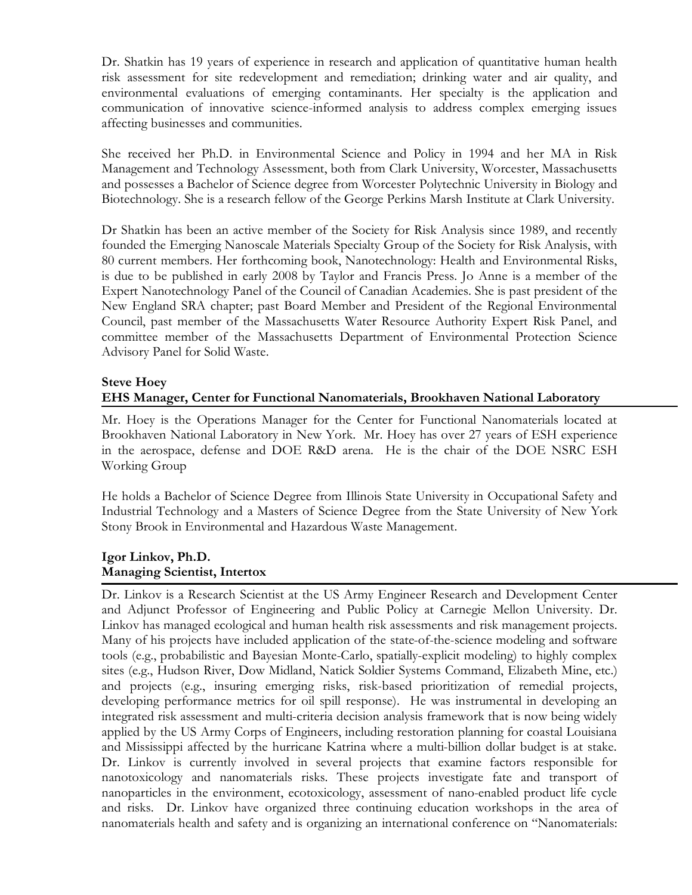Dr. Shatkin has 19 years of experience in research and application of quantitative human health risk assessment for site redevelopment and remediation; drinking water and air quality, and environmental evaluations of emerging contaminants. Her specialty is the application and communication of innovative science-informed analysis to address complex emerging issues affecting businesses and communities.

She received her Ph.D. in Environmental Science and Policy in 1994 and her MA in Risk Management and Technology Assessment, both from Clark University, Worcester, Massachusetts and possesses a Bachelor of Science degree from Worcester Polytechnic University in Biology and Biotechnology. She is a research fellow of the George Perkins Marsh Institute at Clark University.

Dr Shatkin has been an active member of the Society for Risk Analysis since 1989, and recently founded the Emerging Nanoscale Materials Specialty Group of the Society for Risk Analysis, with 80 current members. Her forthcoming book, Nanotechnology: Health and Environmental Risks, is due to be published in early 2008 by Taylor and Francis Press. Jo Anne is a member of the Expert Nanotechnology Panel of the Council of Canadian Academies. She is past president of the New England SRA chapter; past Board Member and President of the Regional Environmental Council, past member of the Massachusetts Water Resource Authority Expert Risk Panel, and committee member of the Massachusetts Department of Environmental Protection Science Advisory Panel for Solid Waste.

**Steve Hoey**
**EHS Manager, Center for Functional Nanomaterials, Brookhaven National Laboratory**

Mr. Hoey is the Operations Manager for the Center for Functional Nanomaterials located at Brookhaven National Laboratory in New York. Mr. Hoey has over 27 years of ESH experience in the aerospace, defense and DOE R&D arena. He is the chair of the DOE NSRC ESH Working Group

He holds a Bachelor of Science Degree from Illinois State University in Occupational Safety and Industrial Technology and a Masters of Science Degree from the State University of New York Stony Brook in Environmental and Hazardous Waste Management.

**Igor Linkov, Ph.D.**
**Managing Scientist, Intertox**

Dr. Linkov is a Research Scientist at the US Army Engineer Research and Development Center and Adjunct Professor of Engineering and Public Policy at Carnegie Mellon University. Dr. Linkov has managed ecological and human health risk assessments and risk management projects. Many of his projects have included application of the state-of-the-science modeling and software tools (e.g., probabilistic and Bayesian Monte-Carlo, spatially-explicit modeling) to highly complex sites (e.g., Hudson River, Dow Midland, Natick Soldier Systems Command, Elizabeth Mine, etc.) and projects (e.g., insuring emerging risks, risk-based prioritization of remedial projects, developing performance metrics for oil spill response). He was instrumental in developing an integrated risk assessment and multi-criteria decision analysis framework that is now being widely applied by the US Army Corps of Engineers, including restoration planning for coastal Louisiana and Mississippi affected by the hurricane Katrina where a multi-billion dollar budget is at stake. Dr. Linkov is currently involved in several projects that examine factors responsible for nanotoxicology and nanomaterials risks. These projects investigate fate and transport of nanoparticles in the environment, ecotoxicology, assessment of nano-enabled product life cycle and risks. Dr. Linkov have organized three continuing education workshops in the area of nanomaterials health and safety and is organizing an international conference on "Nanomaterials: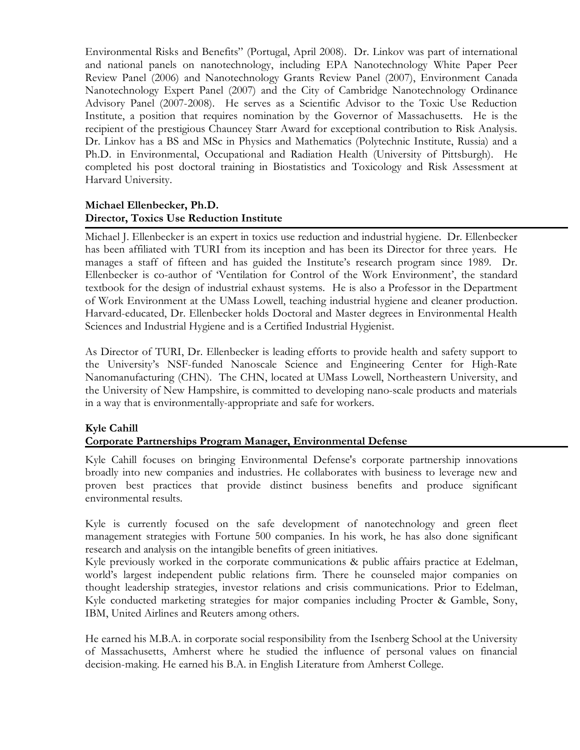Environmental Risks and Benefits" (Portugal, April 2008). Dr. Linkov was part of international and national panels on nanotechnology, including EPA Nanotechnology White Paper Peer Review Panel (2006) and Nanotechnology Grants Review Panel (2007), Environment Canada Nanotechnology Expert Panel (2007) and the City of Cambridge Nanotechnology Ordinance Advisory Panel (2007-2008). He serves as a Scientific Advisor to the Toxic Use Reduction Institute, a position that requires nomination by the Governor of Massachusetts. He is the recipient of the prestigious Chauncey Starr Award for exceptional contribution to Risk Analysis. Dr. Linkov has a BS and MSc in Physics and Mathematics (Polytechnic Institute, Russia) and a Ph.D. in Environmental, Occupational and Radiation Health (University of Pittsburgh). He completed his post doctoral training in Biostatistics and Toxicology and Risk Assessment at Harvard University.

**Michael Ellenbecker, Ph.D.**
**Director, Toxics Use Reduction Institute**

Michael J. Ellenbecker is an expert in toxics use reduction and industrial hygiene. Dr. Ellenbecker has been affiliated with TURI from its inception and has been its Director for three years. He manages a staff of fifteen and has guided the Institute's research program since 1989. Dr. Ellenbecker is co-author of 'Ventilation for Control of the Work Environment', the standard textbook for the design of industrial exhaust systems. He is also a Professor in the Department of Work Environment at the UMass Lowell, teaching industrial hygiene and cleaner production. Harvard-educated, Dr. Ellenbecker holds Doctoral and Master degrees in Environmental Health Sciences and Industrial Hygiene and is a Certified Industrial Hygienist.

As Director of TURI, Dr. Ellenbecker is leading efforts to provide health and safety support to the University's NSF-funded Nanoscale Science and Engineering Center for High-Rate Nanomanufacturing (CHN). The CHN, located at UMass Lowell, Northeastern University, and the University of New Hampshire, is committed to developing nano-scale products and materials in a way that is environmentally-appropriate and safe for workers.

**Kyle Cahill**
**Corporate Partnerships Program Manager, Environmental Defense**

Kyle Cahill focuses on bringing Environmental Defense's corporate partnership innovations broadly into new companies and industries. He collaborates with business to leverage new and proven best practices that provide distinct business benefits and produce significant environmental results.

Kyle is currently focused on the safe development of nanotechnology and green fleet management strategies with Fortune 500 companies. In his work, he has also done significant research and analysis on the intangible benefits of green initiatives.
Kyle previously worked in the corporate communications & public affairs practice at Edelman, world's largest independent public relations firm. There he counseled major companies on thought leadership strategies, investor relations and crisis communications. Prior to Edelman, Kyle conducted marketing strategies for major companies including Procter & Gamble, Sony, IBM, United Airlines and Reuters among others.

He earned his M.B.A. in corporate social responsibility from the Isenberg School at the University of Massachusetts, Amherst where he studied the influence of personal values on financial decision-making. He earned his B.A. in English Literature from Amherst College.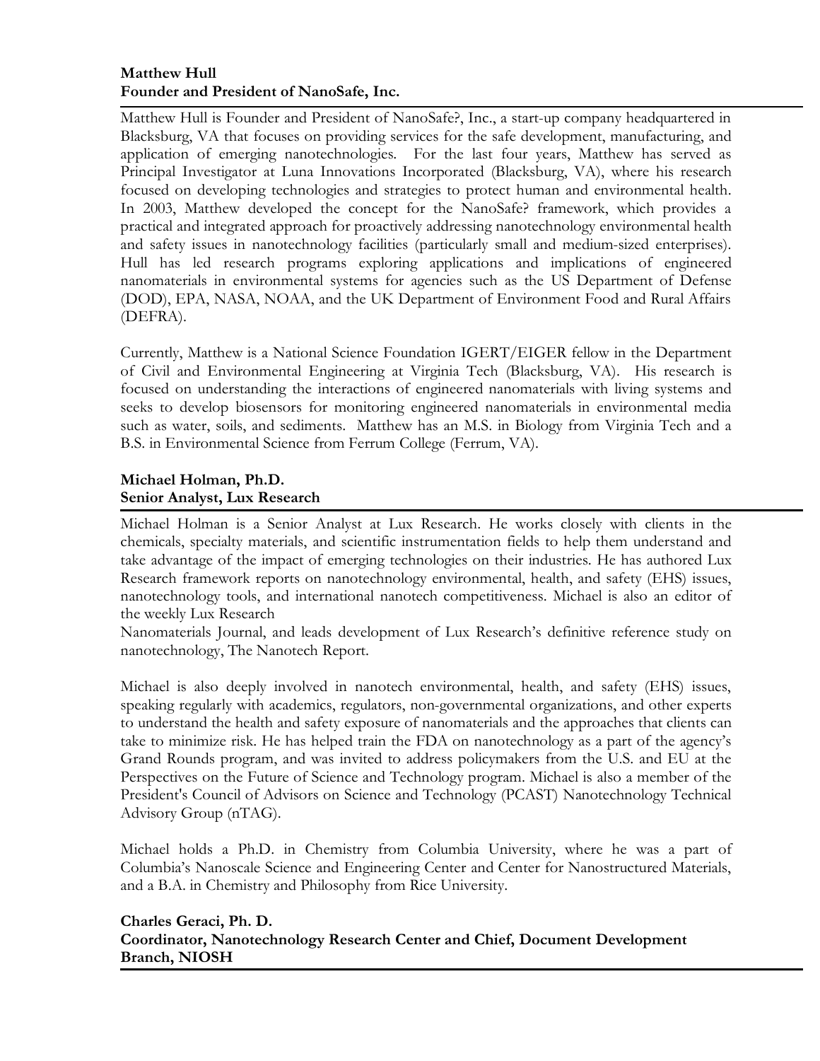**Matthew Hull**
**Founder and President of NanoSafe, Inc.**

Matthew Hull is Founder and President of NanoSafe?, Inc., a start-up company headquartered in Blacksburg, VA that focuses on providing services for the safe development, manufacturing, and application of emerging nanotechnologies. For the last four years, Matthew has served as Principal Investigator at Luna Innovations Incorporated (Blacksburg, VA), where his research focused on developing technologies and strategies to protect human and environmental health. In 2003, Matthew developed the concept for the NanoSafe? framework, which provides a practical and integrated approach for proactively addressing nanotechnology environmental health and safety issues in nanotechnology facilities (particularly small and medium-sized enterprises). Hull has led research programs exploring applications and implications of engineered nanomaterials in environmental systems for agencies such as the US Department of Defense (DOD), EPA, NASA, NOAA, and the UK Department of Environment Food and Rural Affairs (DEFRA).

Currently, Matthew is a National Science Foundation IGERT/EIGER fellow in the Department of Civil and Environmental Engineering at Virginia Tech (Blacksburg, VA). His research is focused on understanding the interactions of engineered nanomaterials with living systems and seeks to develop biosensors for monitoring engineered nanomaterials in environmental media such as water, soils, and sediments. Matthew has an M.S. in Biology from Virginia Tech and a B.S. in Environmental Science from Ferrum College (Ferrum, VA).

**Michael Holman, Ph.D.**
**Senior Analyst, Lux Research**

Michael Holman is a Senior Analyst at Lux Research. He works closely with clients in the chemicals, specialty materials, and scientific instrumentation fields to help them understand and take advantage of the impact of emerging technologies on their industries. He has authored Lux Research framework reports on nanotechnology environmental, health, and safety (EHS) issues, nanotechnology tools, and international nanotech competitiveness. Michael is also an editor of the weekly Lux Research
Nanomaterials Journal, and leads development of Lux Research's definitive reference study on nanotechnology, The Nanotech Report.

Michael is also deeply involved in nanotech environmental, health, and safety (EHS) issues, speaking regularly with academics, regulators, non-governmental organizations, and other experts to understand the health and safety exposure of nanomaterials and the approaches that clients can take to minimize risk. He has helped train the FDA on nanotechnology as a part of the agency's Grand Rounds program, and was invited to address policymakers from the U.S. and EU at the Perspectives on the Future of Science and Technology program. Michael is also a member of the President's Council of Advisors on Science and Technology (PCAST) Nanotechnology Technical Advisory Group (nTAG).

Michael holds a Ph.D. in Chemistry from Columbia University, where he was a part of Columbia's Nanoscale Science and Engineering Center and Center for Nanostructured Materials, and a B.A. in Chemistry and Philosophy from Rice University.

**Charles Geraci, Ph. D.**
**Coordinator, Nanotechnology Research Center and Chief, Document Development Branch, NIOSH**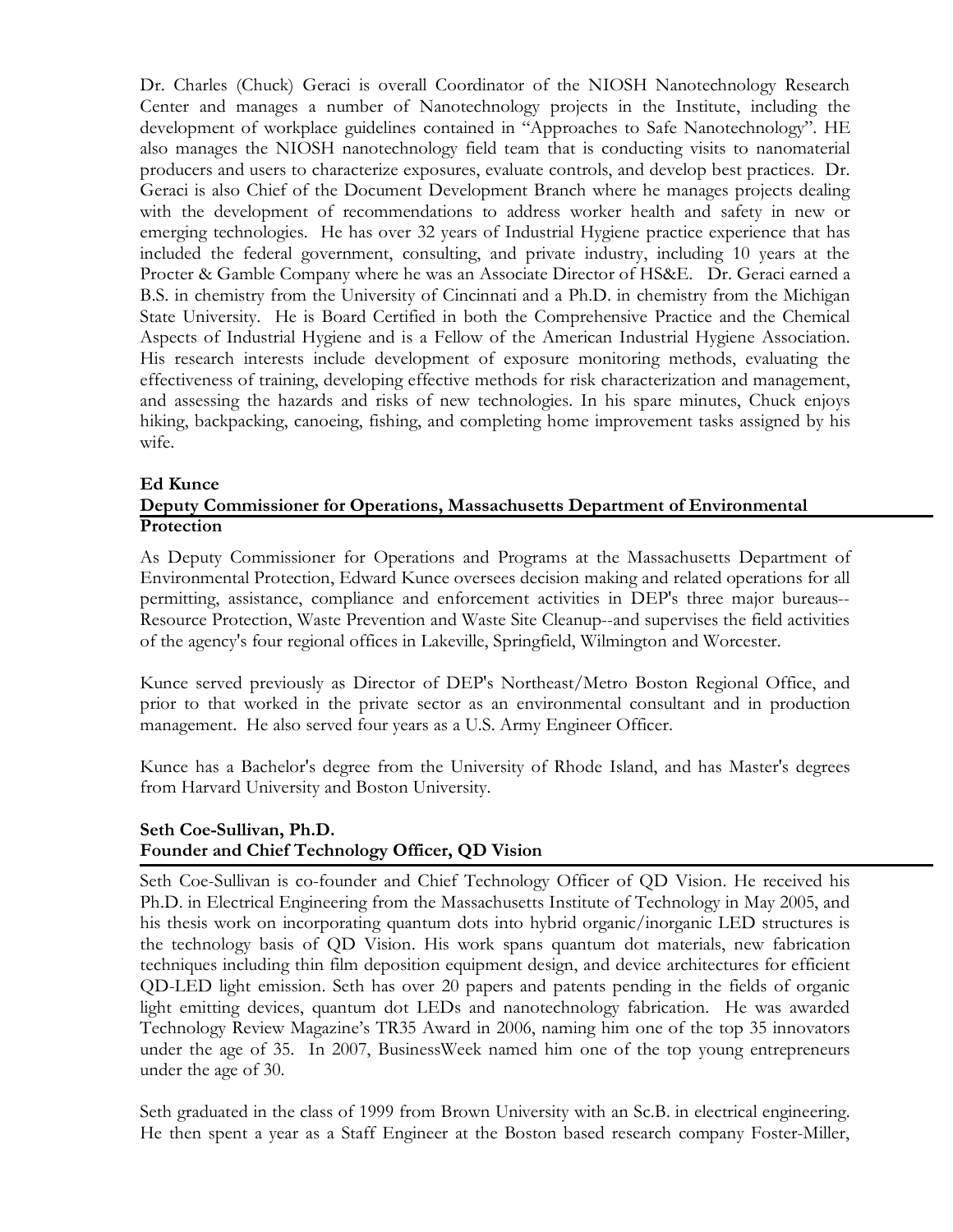Dr. Charles (Chuck) Geraci is overall Coordinator of the NIOSH Nanotechnology Research Center and manages a number of Nanotechnology projects in the Institute, including the development of workplace guidelines contained in "Approaches to Safe Nanotechnology". HE also manages the NIOSH nanotechnology field team that is conducting visits to nanomaterial producers and users to characterize exposures, evaluate controls, and develop best practices. Dr. Geraci is also Chief of the Document Development Branch where he manages projects dealing with the development of recommendations to address worker health and safety in new or emerging technologies. He has over 32 years of Industrial Hygiene practice experience that has included the federal government, consulting, and private industry, including 10 years at the Procter & Gamble Company where he was an Associate Director of HS&E. Dr. Geraci earned a B.S. in chemistry from the University of Cincinnati and a Ph.D. in chemistry from the Michigan State University. He is Board Certified in both the Comprehensive Practice and the Chemical Aspects of Industrial Hygiene and is a Fellow of the American Industrial Hygiene Association. His research interests include development of exposure monitoring methods, evaluating the effectiveness of training, developing effective methods for risk characterization and management, and assessing the hazards and risks of new technologies. In his spare minutes, Chuck enjoys hiking, backpacking, canoeing, fishing, and completing home improvement tasks assigned by his wife.

**Ed Kunce**
**Deputy Commissioner for Operations, Massachusetts Department of Environmental Protection**

As Deputy Commissioner for Operations and Programs at the Massachusetts Department of Environmental Protection, Edward Kunce oversees decision making and related operations for all permitting, assistance, compliance and enforcement activities in DEP's three major bureaus--Resource Protection, Waste Prevention and Waste Site Cleanup--and supervises the field activities of the agency's four regional offices in Lakeville, Springfield, Wilmington and Worcester.

Kunce served previously as Director of DEP's Northeast/Metro Boston Regional Office, and prior to that worked in the private sector as an environmental consultant and in production management. He also served four years as a U.S. Army Engineer Officer.

Kunce has a Bachelor's degree from the University of Rhode Island, and has Master's degrees from Harvard University and Boston University.

**Seth Coe-Sullivan, Ph.D.**
**Founder and Chief Technology Officer, QD Vision**

Seth Coe-Sullivan is co-founder and Chief Technology Officer of QD Vision. He received his Ph.D. in Electrical Engineering from the Massachusetts Institute of Technology in May 2005, and his thesis work on incorporating quantum dots into hybrid organic/inorganic LED structures is the technology basis of QD Vision. His work spans quantum dot materials, new fabrication techniques including thin film deposition equipment design, and device architectures for efficient QD-LED light emission. Seth has over 20 papers and patents pending in the fields of organic light emitting devices, quantum dot LEDs and nanotechnology fabrication. He was awarded Technology Review Magazine's TR35 Award in 2006, naming him one of the top 35 innovators under the age of 35. In 2007, BusinessWeek named him one of the top young entrepreneurs under the age of 30.

Seth graduated in the class of 1999 from Brown University with an Sc.B. in electrical engineering. He then spent a year as a Staff Engineer at the Boston based research company Foster-Miller,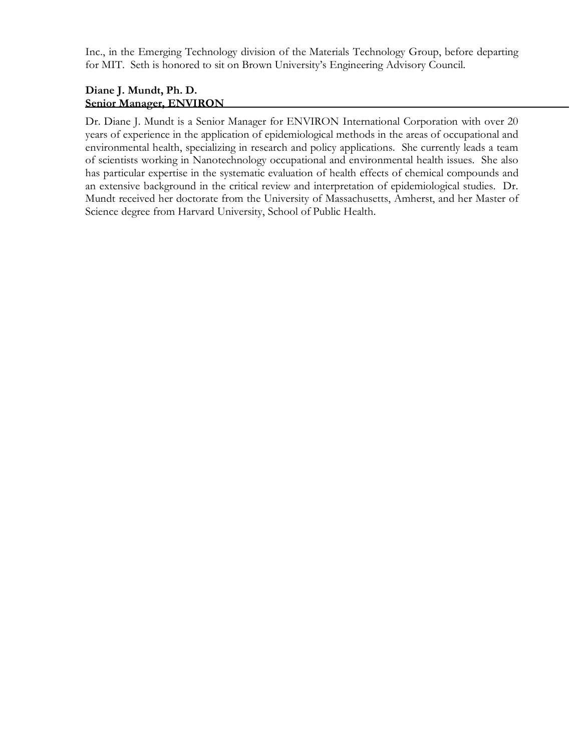Inc., in the Emerging Technology division of the Materials Technology Group, before departing for MIT. Seth is honored to sit on Brown University's Engineering Advisory Council.

**Diane J. Mundt, Ph. D.**
**Senior Manager, ENVIRON**

Dr. Diane J. Mundt is a Senior Manager for ENVIRON International Corporation with over 20 years of experience in the application of epidemiological methods in the areas of occupational and environmental health, specializing in research and policy applications. She currently leads a team of scientists working in Nanotechnology occupational and environmental health issues. She also has particular expertise in the systematic evaluation of health effects of chemical compounds and an extensive background in the critical review and interpretation of epidemiological studies. Dr. Mundt received her doctorate from the University of Massachusetts, Amherst, and her Master of Science degree from Harvard University, School of Public Health.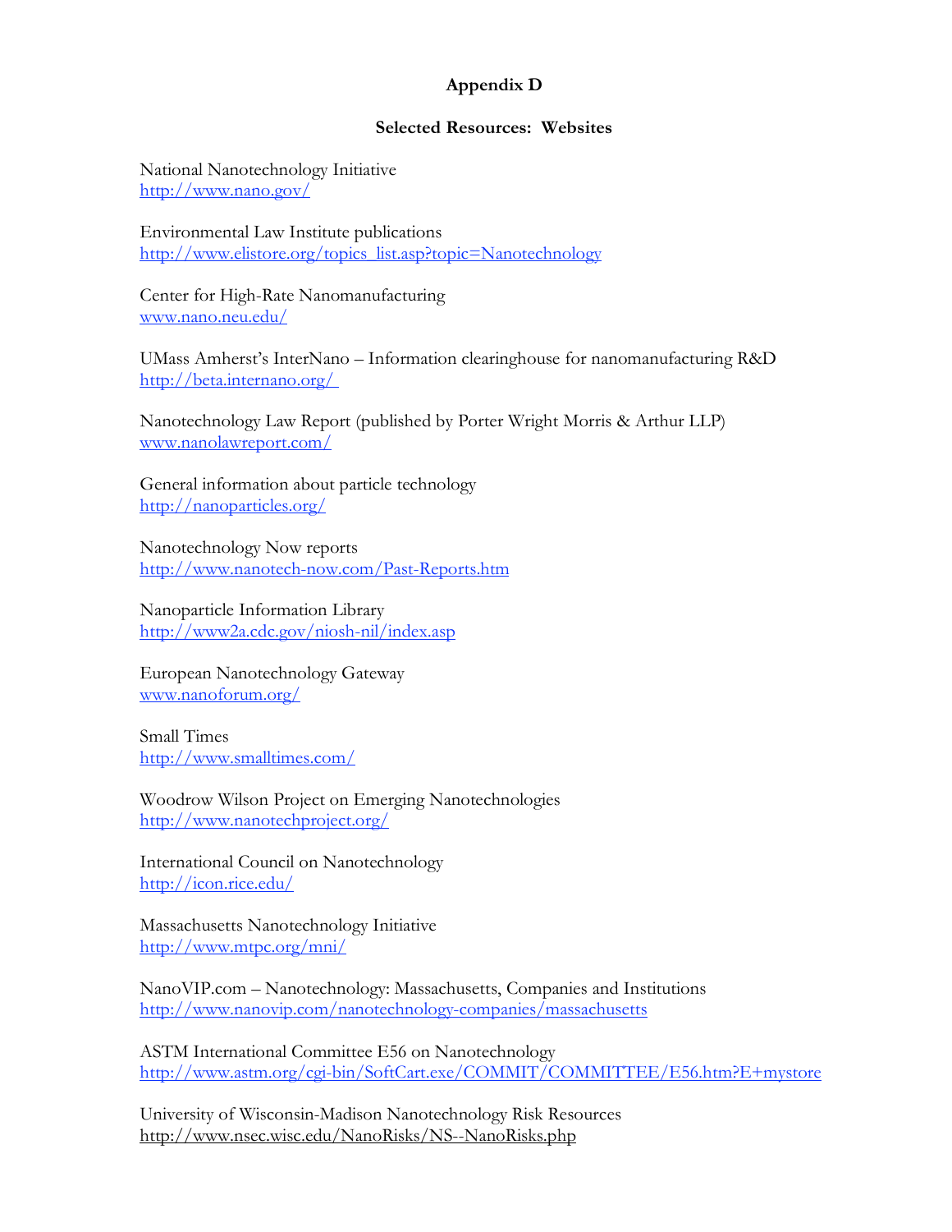# Appendix D

## Selected Resources: Websites

National Nanotechnology Initiative
http://www.nano.gov/

Environmental Law Institute publications
http://www.elistore.org/topics_list.asp?topic=Nanotechnology

Center for High-Rate Nanomanufacturing
www.nano.neu.edu/

UMass Amherst's InterNano – Information clearinghouse for nanomanufacturing R&D
http://beta.internano.org/

Nanotechnology Law Report (published by Porter Wright Morris & Arthur LLP)
www.nanolawreport.com/

General information about particle technology
http://nanoparticles.org/

Nanotechnology Now reports
http://www.nanotech-now.com/Past-Reports.htm

Nanoparticle Information Library
http://www2a.cdc.gov/niosh-nil/index.asp

European Nanotechnology Gateway
www.nanoforum.org/

Small Times
http://www.smalltimes.com/

Woodrow Wilson Project on Emerging Nanotechnologies
http://www.nanotechproject.org/

International Council on Nanotechnology
http://icon.rice.edu/

Massachusetts Nanotechnology Initiative
http://www.mtpc.org/mni/

NanoVIP.com – Nanotechnology: Massachusetts, Companies and Institutions
http://www.nanovip.com/nanotechnology-companies/massachusetts

ASTM International Committee E56 on Nanotechnology
http://www.astm.org/cgi-bin/SoftCart.exe/COMMIT/COMMITTEE/E56.htm?E+mystore

University of Wisconsin-Madison Nanotechnology Risk Resources
http://www.nsec.wisc.edu/NanoRisks/NS--NanoRisks.php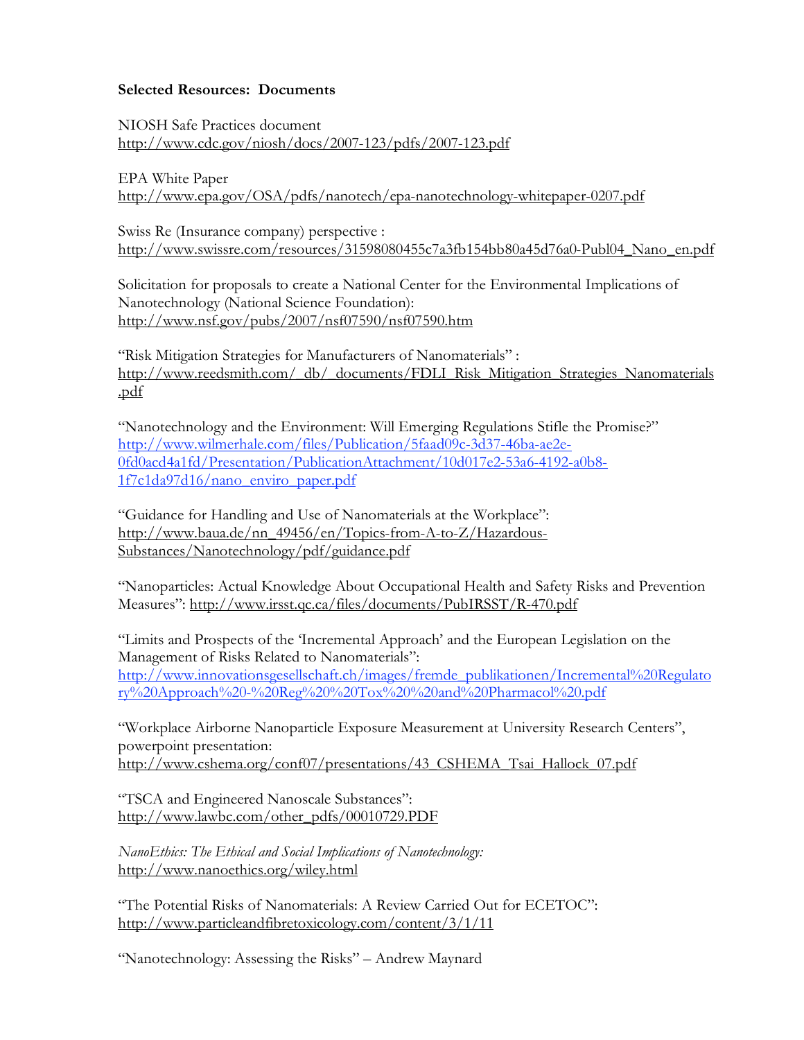**Selected Resources: Documents**

NIOSH Safe Practices document
http://www.cdc.gov/niosh/docs/2007-123/pdfs/2007-123.pdf

EPA White Paper
http://www.epa.gov/OSA/pdfs/nanotech/epa-nanotechnology-whitepaper-0207.pdf

Swiss Re (Insurance company) perspective :
http://www.swissre.com/resources/31598080455c7a3fb154bb80a45d76a0-Publ04_Nano_en.pdf

Solicitation for proposals to create a National Center for the Environmental Implications of Nanotechnology (National Science Foundation):
http://www.nsf.gov/pubs/2007/nsf07590/nsf07590.htm

"Risk Mitigation Strategies for Manufacturers of Nanomaterials" :
http://www.reedsmith.com/_db/_documents/FDLI_Risk_Mitigation_Strategies_Nanomaterials.pdf

"Nanotechnology and the Environment: Will Emerging Regulations Stifle the Promise?"
http://www.wilmerhale.com/files/Publication/5faad09c-3d37-46ba-ae2e-0fd0acd4a1fd/Presentation/PublicationAttachment/10d017e2-53a6-4192-a0b8-1f7c1da97d16/nano_enviro_paper.pdf

"Guidance for Handling and Use of Nanomaterials at the Workplace":
http://www.baua.de/nn_49456/en/Topics-from-A-to-Z/Hazardous-Substances/Nanotechnology/pdf/guidance.pdf

"Nanoparticles: Actual Knowledge About Occupational Health and Safety Risks and Prevention Measures": http://www.irsst.qc.ca/files/documents/PubIRSST/R-470.pdf

"Limits and Prospects of the 'Incremental Approach' and the European Legislation on the Management of Risks Related to Nanomaterials":
http://www.innovationsgesellschaft.ch/images/fremde_publikationen/Incremental%20Regulatory%20Approach%20-%20Reg%20%20Tox%20%20and%20Pharmacol%20.pdf

"Workplace Airborne Nanoparticle Exposure Measurement at University Research Centers", powerpoint presentation:
http://www.cshema.org/conf07/presentations/43_CSHEMA_Tsai_Hallock_07.pdf

"TSCA and Engineered Nanoscale Substances":
http://www.lawbc.com/other_pdfs/00010729.PDF

*NanoEthics: The Ethical and Social Implications of Nanotechnology:*
http://www.nanoethics.org/wiley.html

"The Potential Risks of Nanomaterials: A Review Carried Out for ECETOC":
http://www.particleandfibretoxicology.com/content/3/1/11

"Nanotechnology: Assessing the Risks" – Andrew Maynard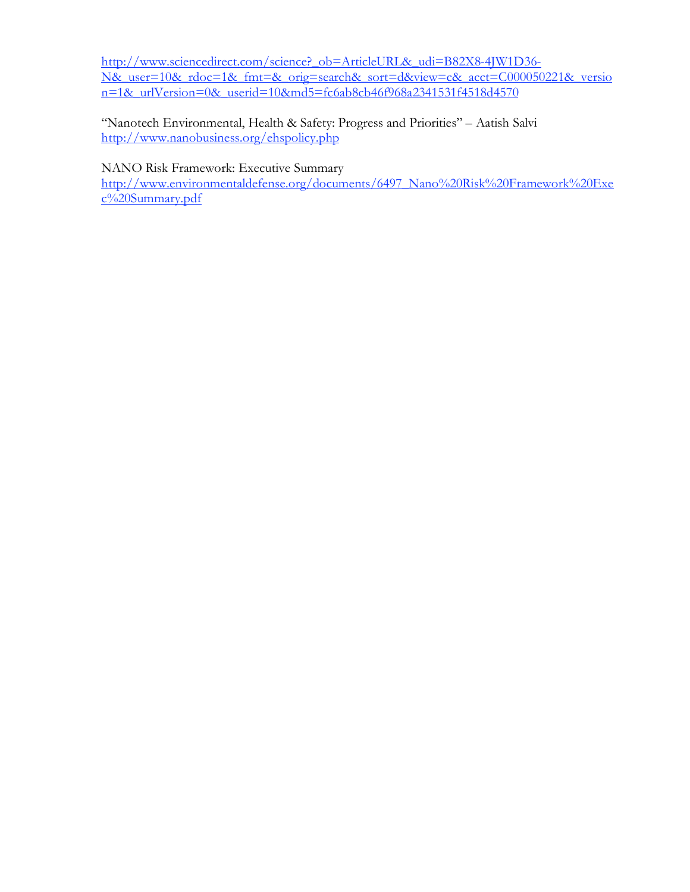http://www.sciencedirect.com/science?_ob=ArticleURL&_udi=B82X8-4JW1D36-N&_user=10&_rdoc=1&_fmt=&_orig=search&_sort=d&view=c&_acct=C000050221&_version=1&_urlVersion=0&_userid=10&md5=fc6ab8cb46f968a2341531f4518d4570

"Nanotech Environmental, Health & Safety: Progress and Priorities" – Aatish Salvi
http://www.nanobusiness.org/ehspolicy.php

NANO Risk Framework: Executive Summary
http://www.environmentaldefense.org/documents/6497_Nano%20Risk%20Framework%20Exec%20Summary.pdf